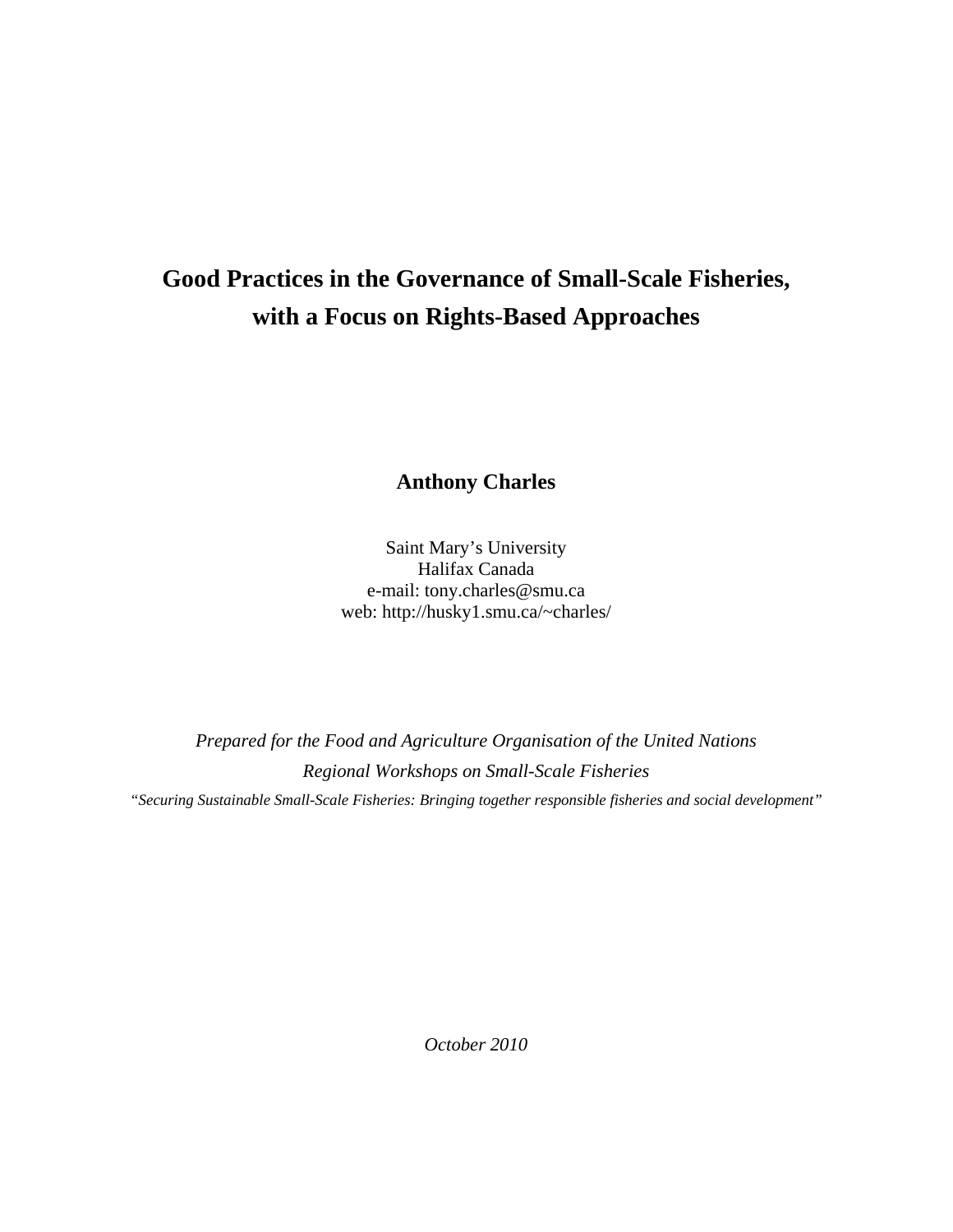# Good Practices in the Governance of Small-Scale Fisheries, with a Focus on Rights-Based Approaches

**Anthony Charles**

Saint Mary's University
Halifax Canada
e-mail: tony.charles@smu.ca
web: http://husky1.smu.ca/~charles/

*Prepared for the Food and Agriculture Organisation of the United Nations*
*Regional Workshops on Small-Scale Fisheries*
*"Securing Sustainable Small-Scale Fisheries: Bringing together responsible fisheries and social development"*

*October 2010*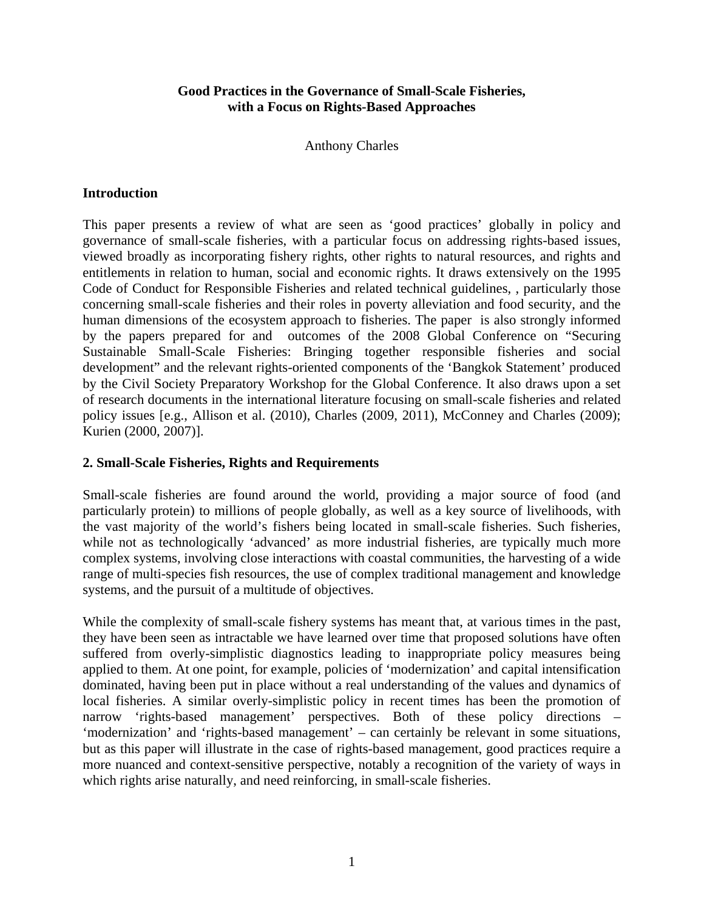**Good Practices in the Governance of Small-Scale Fisheries, with a Focus on Rights-Based Approaches**

Anthony Charles

## Introduction

This paper presents a review of what are seen as 'good practices' globally in policy and governance of small-scale fisheries, with a particular focus on addressing rights-based issues, viewed broadly as incorporating fishery rights, other rights to natural resources, and rights and entitlements in relation to human, social and economic rights. It draws extensively on the 1995 Code of Conduct for Responsible Fisheries and related technical guidelines, , particularly those concerning small-scale fisheries and their roles in poverty alleviation and food security, and the human dimensions of the ecosystem approach to fisheries. The paper is also strongly informed by the papers prepared for and outcomes of the 2008 Global Conference on "Securing Sustainable Small-Scale Fisheries: Bringing together responsible fisheries and social development" and the relevant rights-oriented components of the 'Bangkok Statement' produced by the Civil Society Preparatory Workshop for the Global Conference. It also draws upon a set of research documents in the international literature focusing on small-scale fisheries and related policy issues [e.g., Allison et al. (2010), Charles (2009, 2011), McConney and Charles (2009); Kurien (2000, 2007)].

## 2. Small-Scale Fisheries, Rights and Requirements

Small-scale fisheries are found around the world, providing a major source of food (and particularly protein) to millions of people globally, as well as a key source of livelihoods, with the vast majority of the world's fishers being located in small-scale fisheries. Such fisheries, while not as technologically 'advanced' as more industrial fisheries, are typically much more complex systems, involving close interactions with coastal communities, the harvesting of a wide range of multi-species fish resources, the use of complex traditional management and knowledge systems, and the pursuit of a multitude of objectives.

While the complexity of small-scale fishery systems has meant that, at various times in the past, they have been seen as intractable we have learned over time that proposed solutions have often suffered from overly-simplistic diagnostics leading to inappropriate policy measures being applied to them. At one point, for example, policies of 'modernization' and capital intensification dominated, having been put in place without a real understanding of the values and dynamics of local fisheries. A similar overly-simplistic policy in recent times has been the promotion of narrow 'rights-based management' perspectives. Both of these policy directions – 'modernization' and 'rights-based management' – can certainly be relevant in some situations, but as this paper will illustrate in the case of rights-based management, good practices require a more nuanced and context-sensitive perspective, notably a recognition of the variety of ways in which rights arise naturally, and need reinforcing, in small-scale fisheries.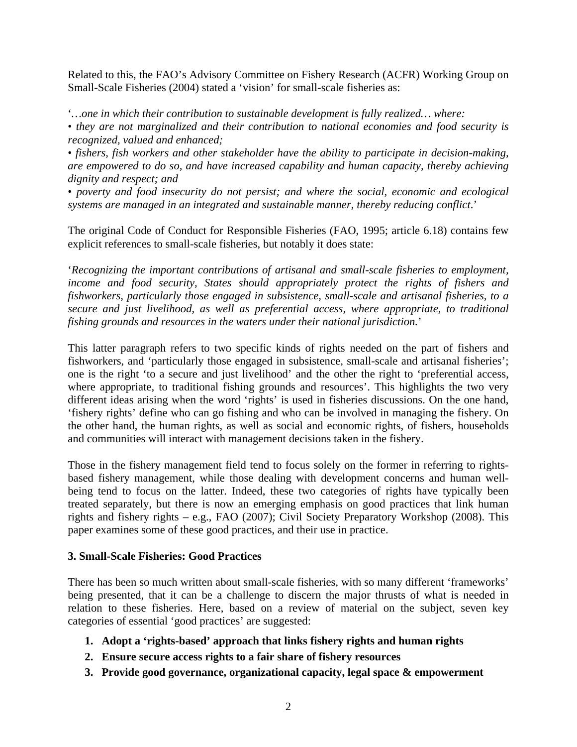Related to this, the FAO's Advisory Committee on Fishery Research (ACFR) Working Group on Small-Scale Fisheries (2004) stated a 'vision' for small-scale fisheries as:

'*…one in which their contribution to sustainable development is fully realized… where:*
*• they are not marginalized and their contribution to national economies and food security is recognized, valued and enhanced;*
*• fishers, fish workers and other stakeholder have the ability to participate in decision-making, are empowered to do so, and have increased capability and human capacity, thereby achieving dignity and respect; and*
*• poverty and food insecurity do not persist; and where the social, economic and ecological systems are managed in an integrated and sustainable manner, thereby reducing conflict.*'

The original Code of Conduct for Responsible Fisheries (FAO, 1995; article 6.18) contains few explicit references to small-scale fisheries, but notably it does state:

'*Recognizing the important contributions of artisanal and small-scale fisheries to employment, income and food security, States should appropriately protect the rights of fishers and fishworkers, particularly those engaged in subsistence, small-scale and artisanal fisheries, to a secure and just livelihood, as well as preferential access, where appropriate, to traditional fishing grounds and resources in the waters under their national jurisdiction.*'

This latter paragraph refers to two specific kinds of rights needed on the part of fishers and fishworkers, and 'particularly those engaged in subsistence, small-scale and artisanal fisheries'; one is the right 'to a secure and just livelihood' and the other the right to 'preferential access, where appropriate, to traditional fishing grounds and resources'. This highlights the two very different ideas arising when the word 'rights' is used in fisheries discussions. On the one hand, 'fishery rights' define who can go fishing and who can be involved in managing the fishery. On the other hand, the human rights, as well as social and economic rights, of fishers, households and communities will interact with management decisions taken in the fishery.

Those in the fishery management field tend to focus solely on the former in referring to rights-based fishery management, while those dealing with development concerns and human well-being tend to focus on the latter. Indeed, these two categories of rights have typically been treated separately, but there is now an emerging emphasis on good practices that link human rights and fishery rights – e.g., FAO (2007); Civil Society Preparatory Workshop (2008). This paper examines some of these good practices, and their use in practice.

## 3. Small-Scale Fisheries: Good Practices

There has been so much written about small-scale fisheries, with so many different 'frameworks' being presented, that it can be a challenge to discern the major thrusts of what is needed in relation to these fisheries. Here, based on a review of material on the subject, seven key categories of essential 'good practices' are suggested:

1. **Adopt a 'rights-based' approach that links fishery rights and human rights**
2. **Ensure secure access rights to a fair share of fishery resources**
3. **Provide good governance, organizational capacity, legal space & empowerment**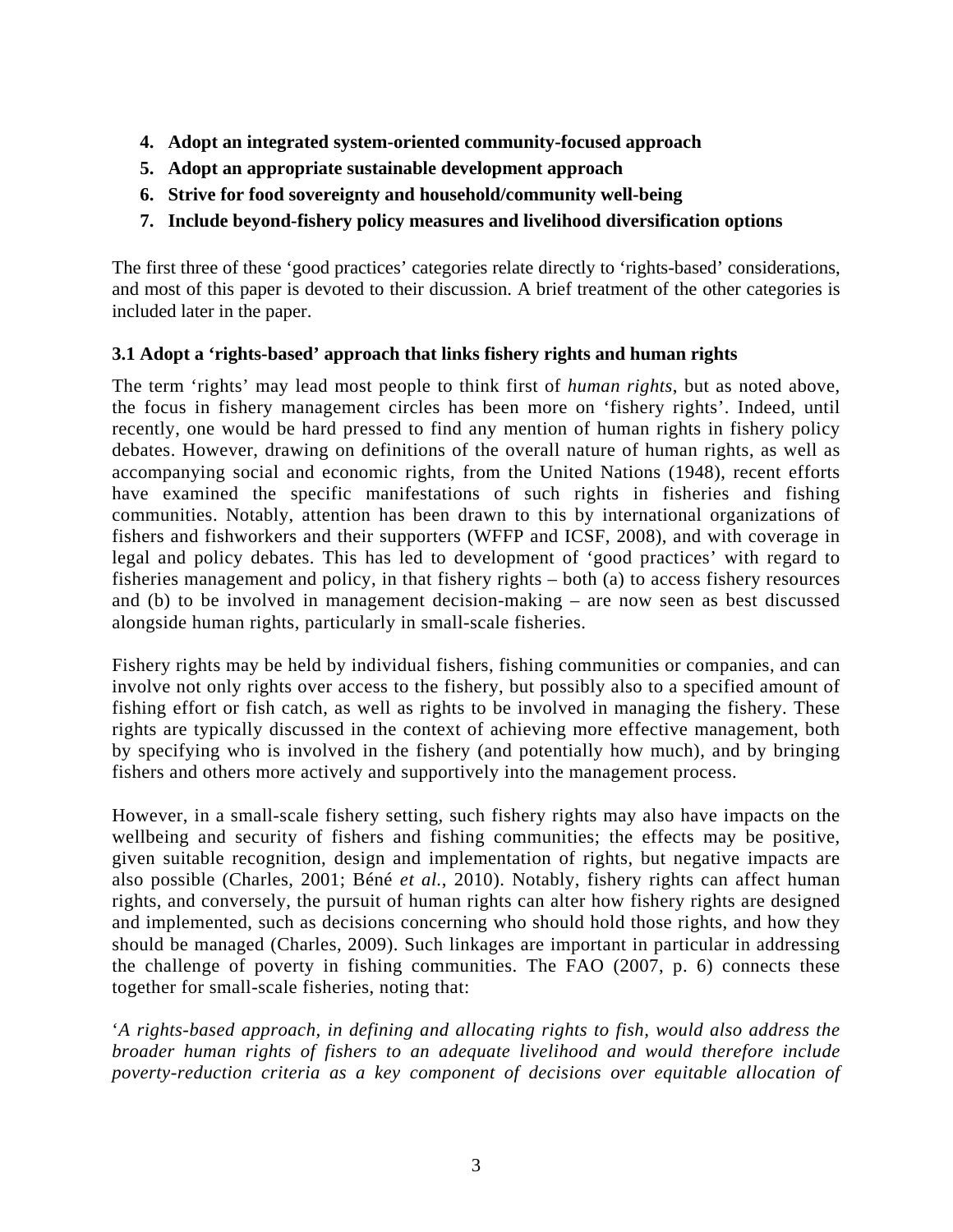4. **Adopt an integrated system-oriented community-focused approach**
5. **Adopt an appropriate sustainable development approach**
6. **Strive for food sovereignty and household/community well-being**
7. **Include beyond-fishery policy measures and livelihood diversification options**

The first three of these 'good practices' categories relate directly to 'rights-based' considerations, and most of this paper is devoted to their discussion. A brief treatment of the other categories is included later in the paper.

### 3.1 Adopt a 'rights-based' approach that links fishery rights and human rights

The term 'rights' may lead most people to think first of *human rights*, but as noted above, the focus in fishery management circles has been more on 'fishery rights'. Indeed, until recently, one would be hard pressed to find any mention of human rights in fishery policy debates. However, drawing on definitions of the overall nature of human rights, as well as accompanying social and economic rights, from the United Nations (1948), recent efforts have examined the specific manifestations of such rights in fisheries and fishing communities. Notably, attention has been drawn to this by international organizations of fishers and fishworkers and their supporters (WFFP and ICSF, 2008), and with coverage in legal and policy debates. This has led to development of 'good practices' with regard to fisheries management and policy, in that fishery rights – both (a) to access fishery resources and (b) to be involved in management decision-making – are now seen as best discussed alongside human rights, particularly in small-scale fisheries.

Fishery rights may be held by individual fishers, fishing communities or companies, and can involve not only rights over access to the fishery, but possibly also to a specified amount of fishing effort or fish catch, as well as rights to be involved in managing the fishery. These rights are typically discussed in the context of achieving more effective management, both by specifying who is involved in the fishery (and potentially how much), and by bringing fishers and others more actively and supportively into the management process.

However, in a small-scale fishery setting, such fishery rights may also have impacts on the wellbeing and security of fishers and fishing communities; the effects may be positive, given suitable recognition, design and implementation of rights, but negative impacts are also possible (Charles, 2001; Béné *et al.*, 2010). Notably, fishery rights can affect human rights, and conversely, the pursuit of human rights can alter how fishery rights are designed and implemented, such as decisions concerning who should hold those rights, and how they should be managed (Charles, 2009). Such linkages are important in particular in addressing the challenge of poverty in fishing communities. The FAO (2007, p. 6) connects these together for small-scale fisheries, noting that:

'*A rights-based approach, in defining and allocating rights to fish, would also address the broader human rights of fishers to an adequate livelihood and would therefore include poverty-reduction criteria as a key component of decisions over equitable allocation of*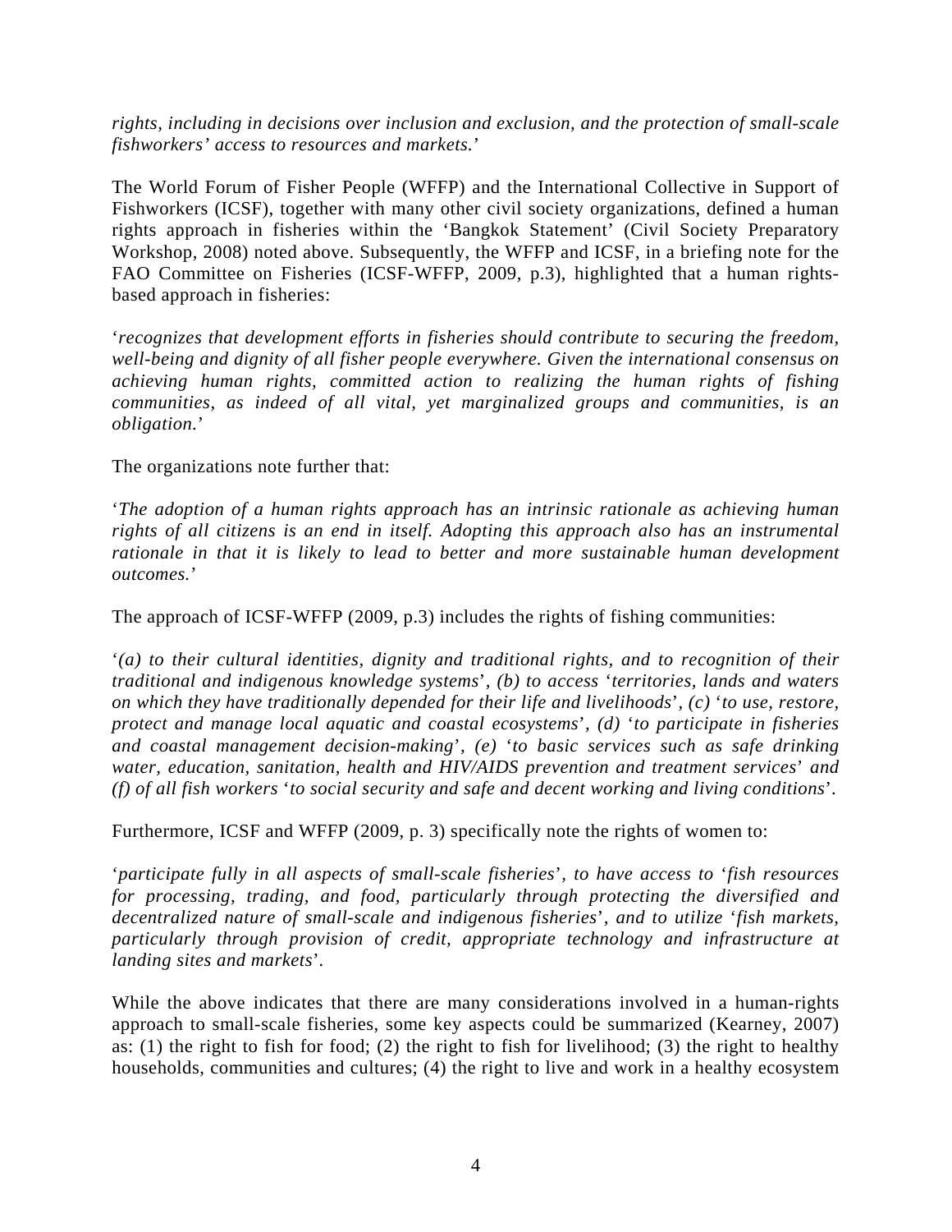*rights, including in decisions over inclusion and exclusion, and the protection of small-scale fishworkers' access to resources and markets.*'

The World Forum of Fisher People (WFFP) and the International Collective in Support of Fishworkers (ICSF), together with many other civil society organizations, defined a human rights approach in fisheries within the 'Bangkok Statement' (Civil Society Preparatory Workshop, 2008) noted above. Subsequently, the WFFP and ICSF, in a briefing note for the FAO Committee on Fisheries (ICSF-WFFP, 2009, p.3), highlighted that a human rights-based approach in fisheries:

'*recognizes that development efforts in fisheries should contribute to securing the freedom, well-being and dignity of all fisher people everywhere. Given the international consensus on achieving human rights, committed action to realizing the human rights of fishing communities, as indeed of all vital, yet marginalized groups and communities, is an obligation.*'

The organizations note further that:

'*The adoption of a human rights approach has an intrinsic rationale as achieving human rights of all citizens is an end in itself. Adopting this approach also has an instrumental rationale in that it is likely to lead to better and more sustainable human development outcomes.*'

The approach of ICSF-WFFP (2009, p.3) includes the rights of fishing communities:

'*(a) to their cultural identities, dignity and traditional rights, and to recognition of their traditional and indigenous knowledge systems*', *(b) to access* '*territories, lands and waters on which they have traditionally depended for their life and livelihoods*', *(c)* '*to use, restore, protect and manage local aquatic and coastal ecosystems*', *(d)* '*to participate in fisheries and coastal management decision-making*', *(e)* '*to basic services such as safe drinking water, education, sanitation, health and HIV/AIDS prevention and treatment services*' *and (f) of all fish workers* '*to social security and safe and decent working and living conditions*'.

Furthermore, ICSF and WFFP (2009, p. 3) specifically note the rights of women to:

'*participate fully in all aspects of small-scale fisheries*', *to have access to* '*fish resources for processing, trading, and food, particularly through protecting the diversified and decentralized nature of small-scale and indigenous fisheries*', *and to utilize* '*fish markets, particularly through provision of credit, appropriate technology and infrastructure at landing sites and markets*'.

While the above indicates that there are many considerations involved in a human-rights approach to small-scale fisheries, some key aspects could be summarized (Kearney, 2007) as: (1) the right to fish for food; (2) the right to fish for livelihood; (3) the right to healthy households, communities and cultures; (4) the right to live and work in a healthy ecosystem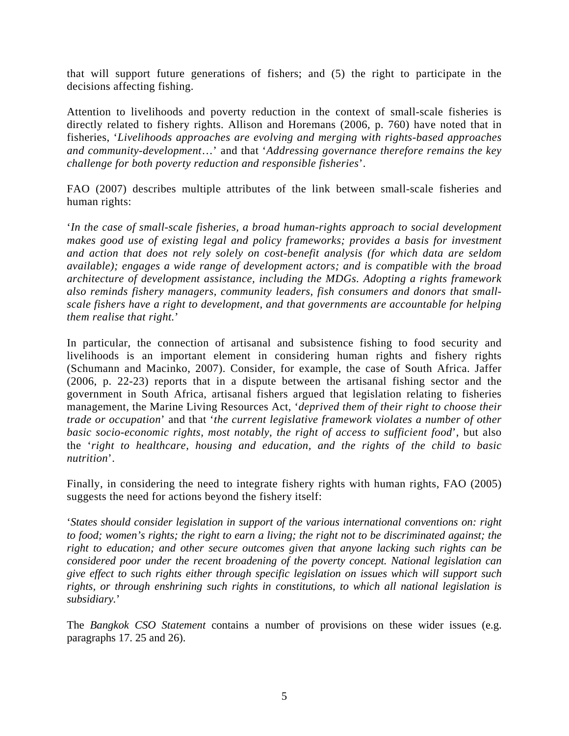that will support future generations of fishers; and (5) the right to participate in the decisions affecting fishing.

Attention to livelihoods and poverty reduction in the context of small-scale fisheries is directly related to fishery rights. Allison and Horemans (2006, p. 760) have noted that in fisheries, '*Livelihoods approaches are evolving and merging with rights-based approaches and community-development*…' and that '*Addressing governance therefore remains the key challenge for both poverty reduction and responsible fisheries*'.

FAO (2007) describes multiple attributes of the link between small-scale fisheries and human rights:

'*In the case of small-scale fisheries, a broad human-rights approach to social development makes good use of existing legal and policy frameworks; provides a basis for investment and action that does not rely solely on cost-benefit analysis (for which data are seldom available); engages a wide range of development actors; and is compatible with the broad architecture of development assistance, including the MDGs. Adopting a rights framework also reminds fishery managers, community leaders, fish consumers and donors that small-scale fishers have a right to development, and that governments are accountable for helping them realise that right.*'

In particular, the connection of artisanal and subsistence fishing to food security and livelihoods is an important element in considering human rights and fishery rights (Schumann and Macinko, 2007). Consider, for example, the case of South Africa. Jaffer (2006, p. 22-23) reports that in a dispute between the artisanal fishing sector and the government in South Africa, artisanal fishers argued that legislation relating to fisheries management, the Marine Living Resources Act, '*deprived them of their right to choose their trade or occupation*' and that '*the current legislative framework violates a number of other basic socio-economic rights, most notably, the right of access to sufficient food*', but also the '*right to healthcare, housing and education, and the rights of the child to basic nutrition*'.

Finally, in considering the need to integrate fishery rights with human rights, FAO (2005) suggests the need for actions beyond the fishery itself:

'*States should consider legislation in support of the various international conventions on: right to food; women's rights; the right to earn a living; the right not to be discriminated against; the right to education; and other secure outcomes given that anyone lacking such rights can be considered poor under the recent broadening of the poverty concept. National legislation can give effect to such rights either through specific legislation on issues which will support such rights, or through enshrining such rights in constitutions, to which all national legislation is subsidiary.*'

The *Bangkok CSO Statement* contains a number of provisions on these wider issues (e.g. paragraphs 17. 25 and 26).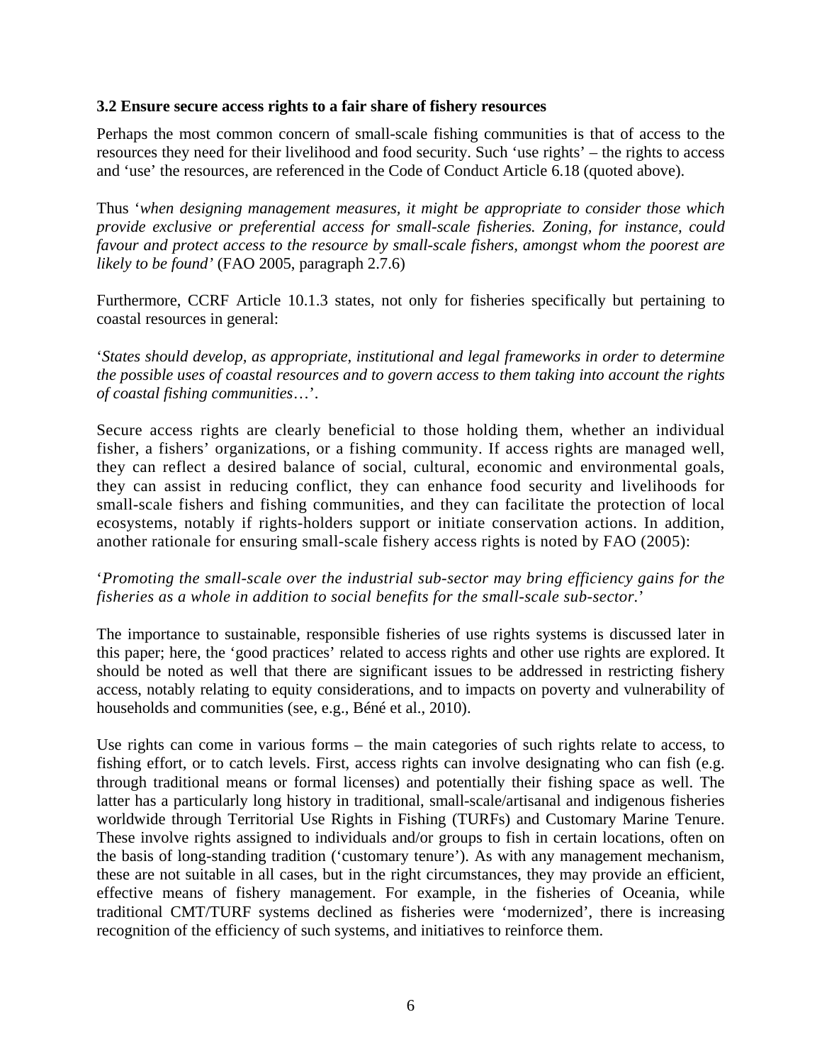### 3.2 Ensure secure access rights to a fair share of fishery resources

Perhaps the most common concern of small-scale fishing communities is that of access to the resources they need for their livelihood and food security. Such 'use rights' – the rights to access and 'use' the resources, are referenced in the Code of Conduct Article 6.18 (quoted above).

Thus '*when designing management measures, it might be appropriate to consider those which provide exclusive or preferential access for small-scale fisheries. Zoning, for instance, could favour and protect access to the resource by small-scale fishers, amongst whom the poorest are likely to be found'* (FAO 2005, paragraph 2.7.6)

Furthermore, CCRF Article 10.1.3 states, not only for fisheries specifically but pertaining to coastal resources in general:

'*States should develop, as appropriate, institutional and legal frameworks in order to determine the possible uses of coastal resources and to govern access to them taking into account the rights of coastal fishing communities*…'.

Secure access rights are clearly beneficial to those holding them, whether an individual fisher, a fishers' organizations, or a fishing community. If access rights are managed well, they can reflect a desired balance of social, cultural, economic and environmental goals, they can assist in reducing conflict, they can enhance food security and livelihoods for small-scale fishers and fishing communities, and they can facilitate the protection of local ecosystems, notably if rights-holders support or initiate conservation actions. In addition, another rationale for ensuring small-scale fishery access rights is noted by FAO (2005):

'*Promoting the small-scale over the industrial sub-sector may bring efficiency gains for the fisheries as a whole in addition to social benefits for the small-scale sub-sector.*'

The importance to sustainable, responsible fisheries of use rights systems is discussed later in this paper; here, the 'good practices' related to access rights and other use rights are explored. It should be noted as well that there are significant issues to be addressed in restricting fishery access, notably relating to equity considerations, and to impacts on poverty and vulnerability of households and communities (see, e.g., Béné et al., 2010).

Use rights can come in various forms – the main categories of such rights relate to access, to fishing effort, or to catch levels. First, access rights can involve designating who can fish (e.g. through traditional means or formal licenses) and potentially their fishing space as well. The latter has a particularly long history in traditional, small-scale/artisanal and indigenous fisheries worldwide through Territorial Use Rights in Fishing (TURFs) and Customary Marine Tenure. These involve rights assigned to individuals and/or groups to fish in certain locations, often on the basis of long-standing tradition ('customary tenure'). As with any management mechanism, these are not suitable in all cases, but in the right circumstances, they may provide an efficient, effective means of fishery management. For example, in the fisheries of Oceania, while traditional CMT/TURF systems declined as fisheries were 'modernized', there is increasing recognition of the efficiency of such systems, and initiatives to reinforce them.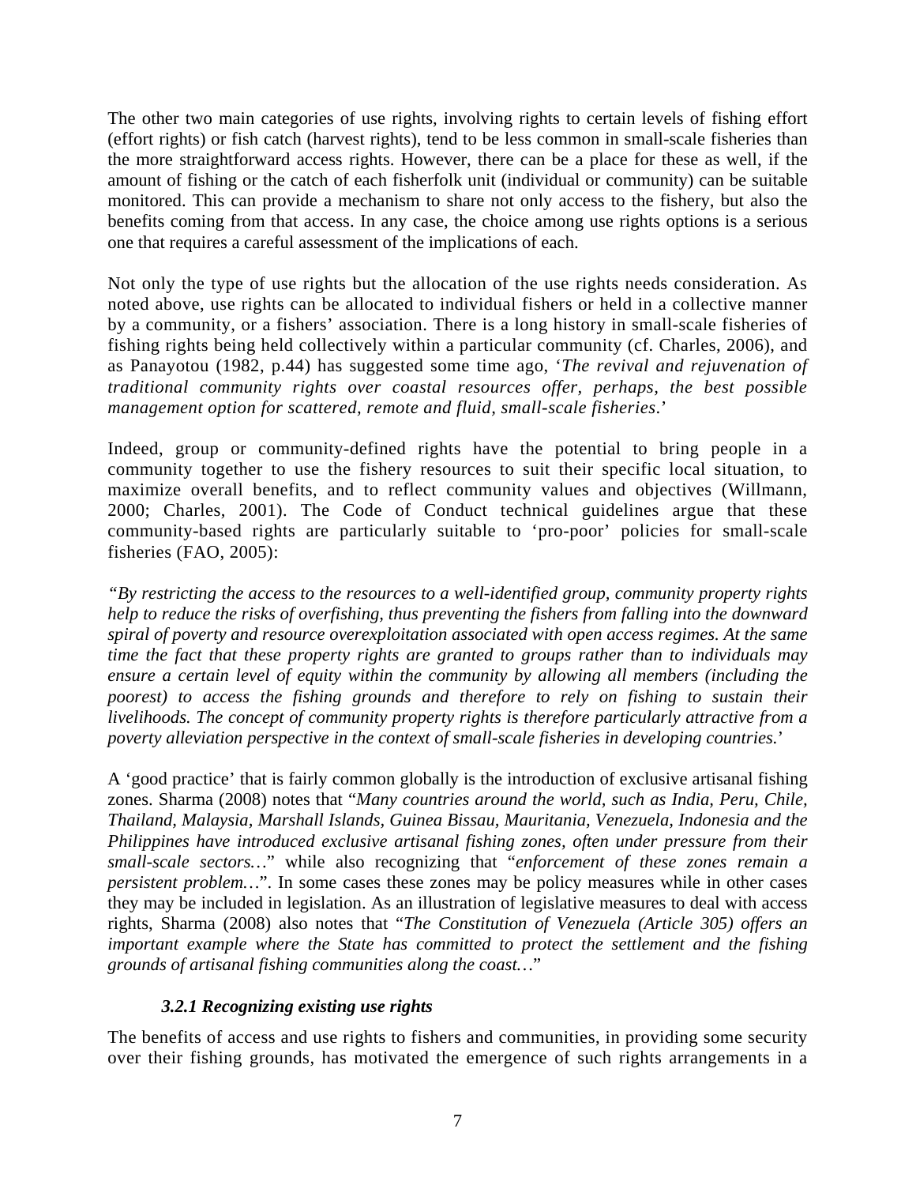The other two main categories of use rights, involving rights to certain levels of fishing effort (effort rights) or fish catch (harvest rights), tend to be less common in small-scale fisheries than the more straightforward access rights. However, there can be a place for these as well, if the amount of fishing or the catch of each fisherfolk unit (individual or community) can be suitable monitored. This can provide a mechanism to share not only access to the fishery, but also the benefits coming from that access. In any case, the choice among use rights options is a serious one that requires a careful assessment of the implications of each.

Not only the type of use rights but the allocation of the use rights needs consideration. As noted above, use rights can be allocated to individual fishers or held in a collective manner by a community, or a fishers' association. There is a long history in small-scale fisheries of fishing rights being held collectively within a particular community (cf. Charles, 2006), and as Panayotou (1982, p.44) has suggested some time ago, '*The revival and rejuvenation of traditional community rights over coastal resources offer, perhaps, the best possible management option for scattered, remote and fluid, small-scale fisheries*.'

Indeed, group or community-defined rights have the potential to bring people in a community together to use the fishery resources to suit their specific local situation, to maximize overall benefits, and to reflect community values and objectives (Willmann, 2000; Charles, 2001). The Code of Conduct technical guidelines argue that these community-based rights are particularly suitable to 'pro-poor' policies for small-scale fisheries (FAO, 2005):

*"By restricting the access to the resources to a well-identified group, community property rights help to reduce the risks of overfishing, thus preventing the fishers from falling into the downward spiral of poverty and resource overexploitation associated with open access regimes. At the same time the fact that these property rights are granted to groups rather than to individuals may ensure a certain level of equity within the community by allowing all members (including the poorest) to access the fishing grounds and therefore to rely on fishing to sustain their livelihoods. The concept of community property rights is therefore particularly attractive from a poverty alleviation perspective in the context of small-scale fisheries in developing countries.*'

A 'good practice' that is fairly common globally is the introduction of exclusive artisanal fishing zones. Sharma (2008) notes that "*Many countries around the world, such as India, Peru, Chile, Thailand, Malaysia, Marshall Islands, Guinea Bissau, Mauritania, Venezuela, Indonesia and the Philippines have introduced exclusive artisanal fishing zones, often under pressure from their small-scale sectors…*" while also recognizing that "*enforcement of these zones remain a persistent problem…*". In some cases these zones may be policy measures while in other cases they may be included in legislation. As an illustration of legislative measures to deal with access rights, Sharma (2008) also notes that "*The Constitution of Venezuela (Article 305) offers an important example where the State has committed to protect the settlement and the fishing grounds of artisanal fishing communities along the coast…*"

### *3.2.1 Recognizing existing use rights*

The benefits of access and use rights to fishers and communities, in providing some security over their fishing grounds, has motivated the emergence of such rights arrangements in a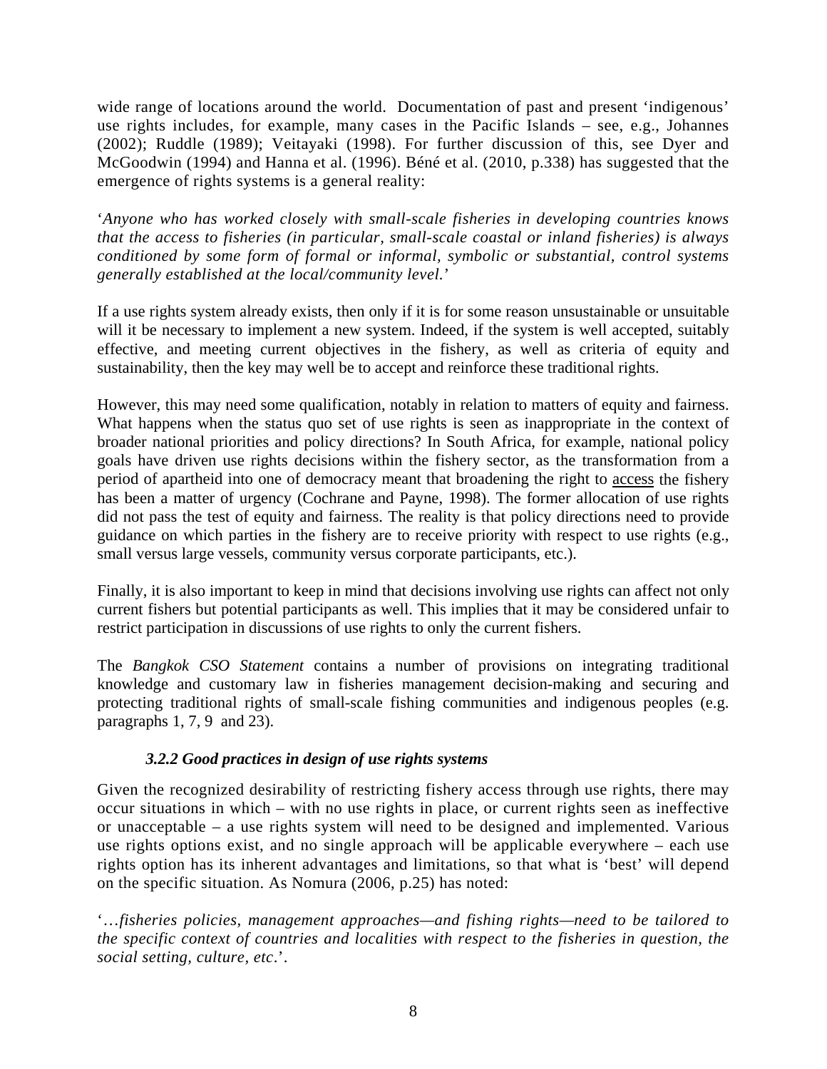wide range of locations around the world. Documentation of past and present 'indigenous' use rights includes, for example, many cases in the Pacific Islands – see, e.g., Johannes (2002); Ruddle (1989); Veitayaki (1998). For further discussion of this, see Dyer and McGoodwin (1994) and Hanna et al. (1996). Béné et al. (2010, p.338) has suggested that the emergence of rights systems is a general reality:

'*Anyone who has worked closely with small-scale fisheries in developing countries knows that the access to fisheries (in particular, small-scale coastal or inland fisheries) is always conditioned by some form of formal or informal, symbolic or substantial, control systems generally established at the local/community level.*'

If a use rights system already exists, then only if it is for some reason unsustainable or unsuitable will it be necessary to implement a new system. Indeed, if the system is well accepted, suitably effective, and meeting current objectives in the fishery, as well as criteria of equity and sustainability, then the key may well be to accept and reinforce these traditional rights.

However, this may need some qualification, notably in relation to matters of equity and fairness. What happens when the status quo set of use rights is seen as inappropriate in the context of broader national priorities and policy directions? In South Africa, for example, national policy goals have driven use rights decisions within the fishery sector, as the transformation from a period of apartheid into one of democracy meant that broadening the right to access the fishery has been a matter of urgency (Cochrane and Payne, 1998). The former allocation of use rights did not pass the test of equity and fairness. The reality is that policy directions need to provide guidance on which parties in the fishery are to receive priority with respect to use rights (e.g., small versus large vessels, community versus corporate participants, etc.).

Finally, it is also important to keep in mind that decisions involving use rights can affect not only current fishers but potential participants as well. This implies that it may be considered unfair to restrict participation in discussions of use rights to only the current fishers.

The *Bangkok CSO Statement* contains a number of provisions on integrating traditional knowledge and customary law in fisheries management decision-making and securing and protecting traditional rights of small-scale fishing communities and indigenous peoples (e.g. paragraphs 1, 7, 9 and 23).

### *3.2.2 Good practices in design of use rights systems*

Given the recognized desirability of restricting fishery access through use rights, there may occur situations in which – with no use rights in place, or current rights seen as ineffective or unacceptable – a use rights system will need to be designed and implemented. Various use rights options exist, and no single approach will be applicable everywhere – each use rights option has its inherent advantages and limitations, so that what is 'best' will depend on the specific situation. As Nomura (2006, p.25) has noted:

'…*fisheries policies, management approaches—and fishing rights—need to be tailored to the specific context of countries and localities with respect to the fisheries in question, the social setting, culture, etc*.'.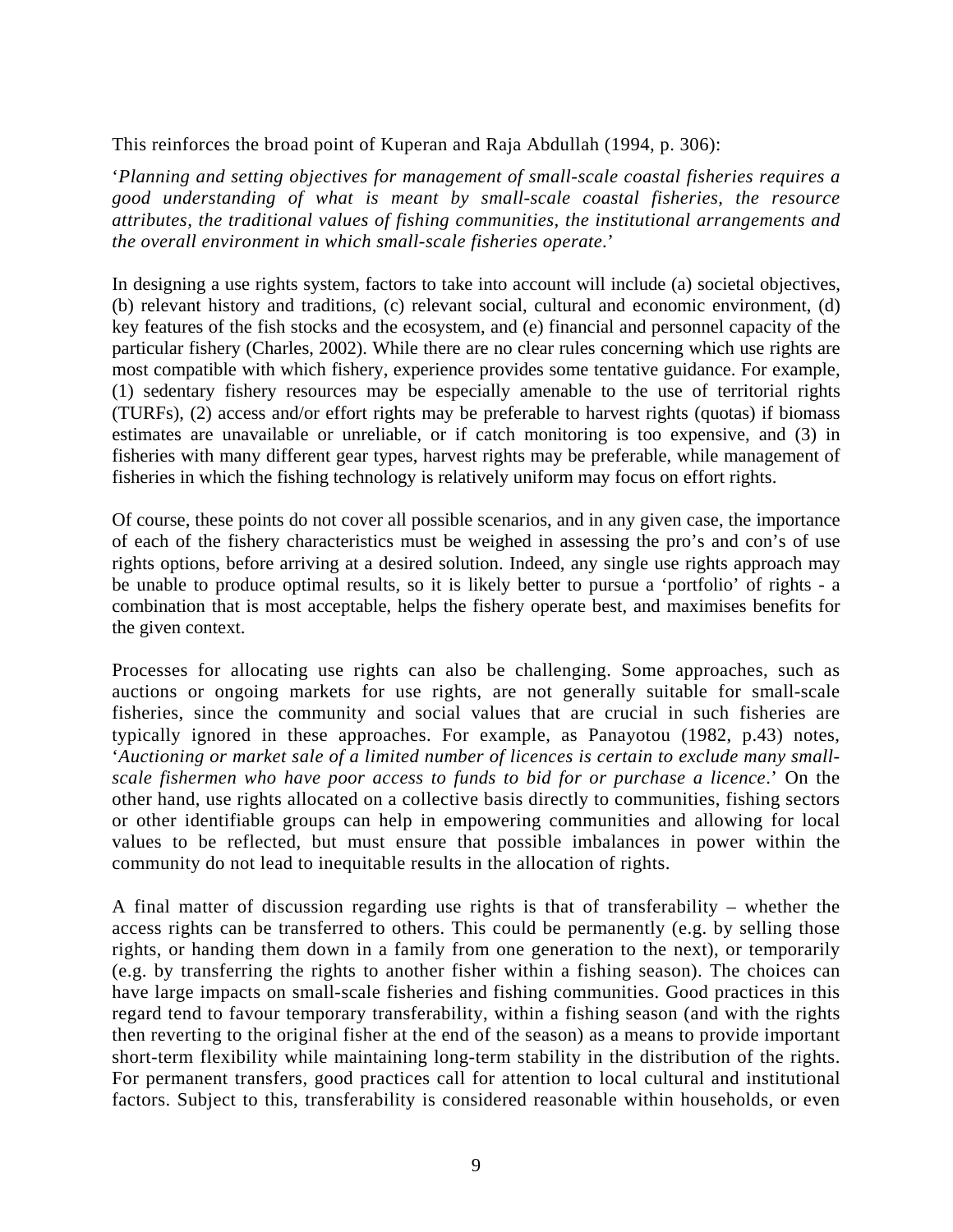This reinforces the broad point of Kuperan and Raja Abdullah (1994, p. 306):

'*Planning and setting objectives for management of small-scale coastal fisheries requires a good understanding of what is meant by small-scale coastal fisheries, the resource attributes, the traditional values of fishing communities, the institutional arrangements and the overall environment in which small-scale fisheries operate.*'

In designing a use rights system, factors to take into account will include (a) societal objectives, (b) relevant history and traditions, (c) relevant social, cultural and economic environment, (d) key features of the fish stocks and the ecosystem, and (e) financial and personnel capacity of the particular fishery (Charles, 2002). While there are no clear rules concerning which use rights are most compatible with which fishery, experience provides some tentative guidance. For example, (1) sedentary fishery resources may be especially amenable to the use of territorial rights (TURFs), (2) access and/or effort rights may be preferable to harvest rights (quotas) if biomass estimates are unavailable or unreliable, or if catch monitoring is too expensive, and (3) in fisheries with many different gear types, harvest rights may be preferable, while management of fisheries in which the fishing technology is relatively uniform may focus on effort rights.

Of course, these points do not cover all possible scenarios, and in any given case, the importance of each of the fishery characteristics must be weighed in assessing the pro's and con's of use rights options, before arriving at a desired solution. Indeed, any single use rights approach may be unable to produce optimal results, so it is likely better to pursue a 'portfolio' of rights - a combination that is most acceptable, helps the fishery operate best, and maximises benefits for the given context.

Processes for allocating use rights can also be challenging. Some approaches, such as auctions or ongoing markets for use rights, are not generally suitable for small-scale fisheries, since the community and social values that are crucial in such fisheries are typically ignored in these approaches. For example, as Panayotou (1982, p.43) notes, '*Auctioning or market sale of a limited number of licences is certain to exclude many small-scale fishermen who have poor access to funds to bid for or purchase a licence*.' On the other hand, use rights allocated on a collective basis directly to communities, fishing sectors or other identifiable groups can help in empowering communities and allowing for local values to be reflected, but must ensure that possible imbalances in power within the community do not lead to inequitable results in the allocation of rights.

A final matter of discussion regarding use rights is that of transferability – whether the access rights can be transferred to others. This could be permanently (e.g. by selling those rights, or handing them down in a family from one generation to the next), or temporarily (e.g. by transferring the rights to another fisher within a fishing season). The choices can have large impacts on small-scale fisheries and fishing communities. Good practices in this regard tend to favour temporary transferability, within a fishing season (and with the rights then reverting to the original fisher at the end of the season) as a means to provide important short-term flexibility while maintaining long-term stability in the distribution of the rights. For permanent transfers, good practices call for attention to local cultural and institutional factors. Subject to this, transferability is considered reasonable within households, or even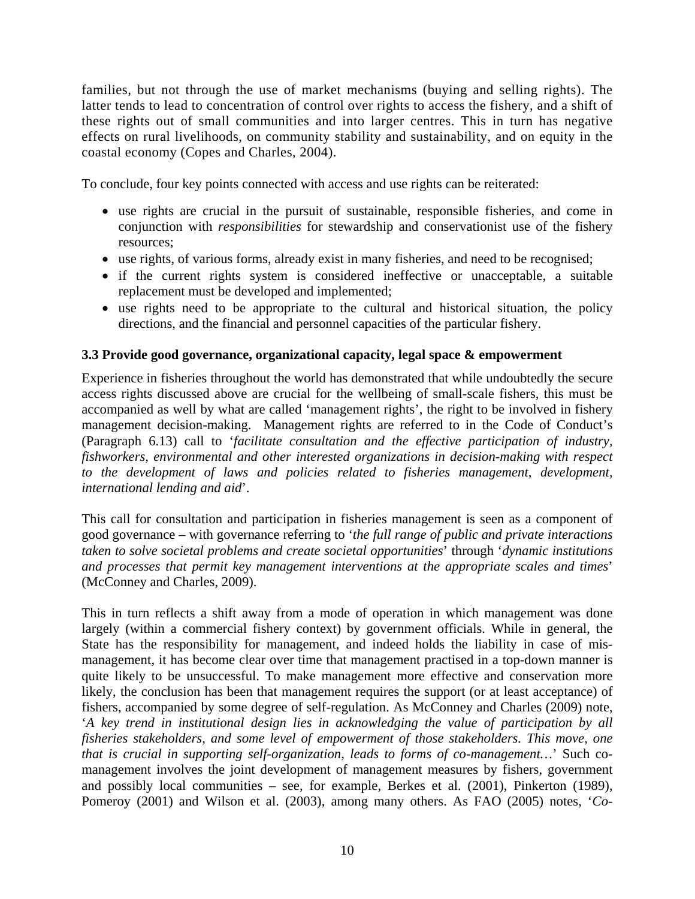families, but not through the use of market mechanisms (buying and selling rights). The latter tends to lead to concentration of control over rights to access the fishery, and a shift of these rights out of small communities and into larger centres. This in turn has negative effects on rural livelihoods, on community stability and sustainability, and on equity in the coastal economy (Copes and Charles, 2004).

To conclude, four key points connected with access and use rights can be reiterated:

- use rights are crucial in the pursuit of sustainable, responsible fisheries, and come in conjunction with *responsibilities* for stewardship and conservationist use of the fishery resources;
- use rights, of various forms, already exist in many fisheries, and need to be recognised;
- if the current rights system is considered ineffective or unacceptable, a suitable replacement must be developed and implemented;
- use rights need to be appropriate to the cultural and historical situation, the policy directions, and the financial and personnel capacities of the particular fishery.

### 3.3 Provide good governance, organizational capacity, legal space & empowerment

Experience in fisheries throughout the world has demonstrated that while undoubtedly the secure access rights discussed above are crucial for the wellbeing of small-scale fishers, this must be accompanied as well by what are called 'management rights', the right to be involved in fishery management decision-making. Management rights are referred to in the Code of Conduct's (Paragraph 6.13) call to '*facilitate consultation and the effective participation of industry, fishworkers, environmental and other interested organizations in decision-making with respect to the development of laws and policies related to fisheries management, development, international lending and aid*'.

This call for consultation and participation in fisheries management is seen as a component of good governance – with governance referring to '*the full range of public and private interactions taken to solve societal problems and create societal opportunities*' through '*dynamic institutions and processes that permit key management interventions at the appropriate scales and times*' (McConney and Charles, 2009).

This in turn reflects a shift away from a mode of operation in which management was done largely (within a commercial fishery context) by government officials. While in general, the State has the responsibility for management, and indeed holds the liability in case of mis-management, it has become clear over time that management practised in a top-down manner is quite likely to be unsuccessful. To make management more effective and conservation more likely, the conclusion has been that management requires the support (or at least acceptance) of fishers, accompanied by some degree of self-regulation. As McConney and Charles (2009) note, '*A key trend in institutional design lies in acknowledging the value of participation by all fisheries stakeholders, and some level of empowerment of those stakeholders. This move, one that is crucial in supporting self-organization, leads to forms of co-management…*' Such co-management involves the joint development of management measures by fishers, government and possibly local communities – see, for example, Berkes et al. (2001), Pinkerton (1989), Pomeroy (2001) and Wilson et al. (2003), among many others. As FAO (2005) notes, '*Co-*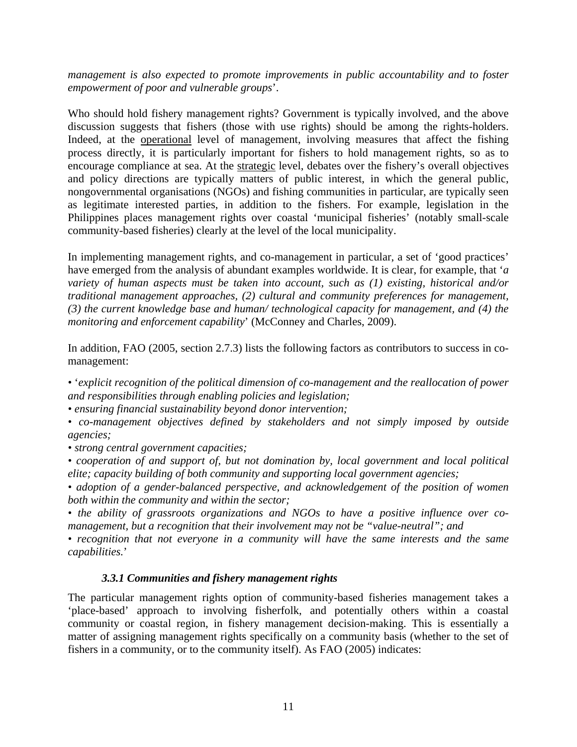*management is also expected to promote improvements in public accountability and to foster empowerment of poor and vulnerable groups*'.

Who should hold fishery management rights? Government is typically involved, and the above discussion suggests that fishers (those with use rights) should be among the rights-holders. Indeed, at the operational level of management, involving measures that affect the fishing process directly, it is particularly important for fishers to hold management rights, so as to encourage compliance at sea. At the strategic level, debates over the fishery's overall objectives and policy directions are typically matters of public interest, in which the general public, nongovernmental organisations (NGOs) and fishing communities in particular, are typically seen as legitimate interested parties, in addition to the fishers. For example, legislation in the Philippines places management rights over coastal 'municipal fisheries' (notably small-scale community-based fisheries) clearly at the level of the local municipality.

In implementing management rights, and co-management in particular, a set of 'good practices' have emerged from the analysis of abundant examples worldwide. It is clear, for example, that '*a variety of human aspects must be taken into account, such as (1) existing, historical and/or traditional management approaches, (2) cultural and community preferences for management, (3) the current knowledge base and human/ technological capacity for management, and (4) the monitoring and enforcement capability*' (McConney and Charles, 2009).

In addition, FAO (2005, section 2.7.3) lists the following factors as contributors to success in co-management:

- '*explicit recognition of the political dimension of co-management and the reallocation of power and responsibilities through enabling policies and legislation;*
- *ensuring financial sustainability beyond donor intervention;*
- *co-management objectives defined by stakeholders and not simply imposed by outside agencies;*
- *strong central government capacities;*
- *cooperation of and support of, but not domination by, local government and local political elite; capacity building of both community and supporting local government agencies;*
- *adoption of a gender-balanced perspective, and acknowledgement of the position of women both within the community and within the sector;*
- *the ability of grassroots organizations and NGOs to have a positive influence over co-management, but a recognition that their involvement may not be "value-neutral"; and*
- *recognition that not everyone in a community will have the same interests and the same capabilities.*'

### *3.3.1 Communities and fishery management rights*

The particular management rights option of community-based fisheries management takes a 'place-based' approach to involving fisherfolk, and potentially others within a coastal community or coastal region, in fishery management decision-making. This is essentially a matter of assigning management rights specifically on a community basis (whether to the set of fishers in a community, or to the community itself). As FAO (2005) indicates: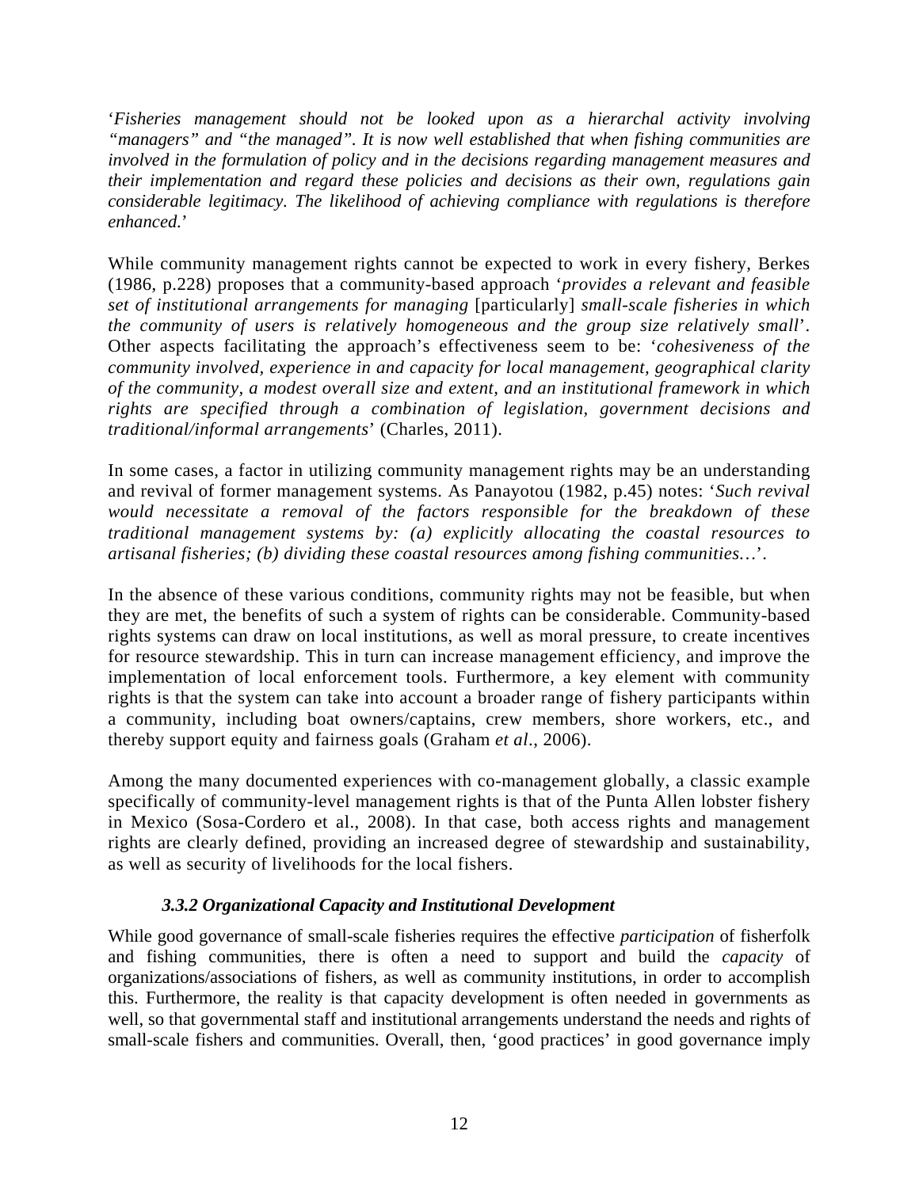'*Fisheries management should not be looked upon as a hierarchal activity involving "managers" and "the managed". It is now well established that when fishing communities are involved in the formulation of policy and in the decisions regarding management measures and their implementation and regard these policies and decisions as their own, regulations gain considerable legitimacy. The likelihood of achieving compliance with regulations is therefore enhanced.*'

While community management rights cannot be expected to work in every fishery, Berkes (1986, p.228) proposes that a community-based approach '*provides a relevant and feasible set of institutional arrangements for managing* [particularly] *small-scale fisheries in which the community of users is relatively homogeneous and the group size relatively small*'. Other aspects facilitating the approach's effectiveness seem to be: '*cohesiveness of the community involved, experience in and capacity for local management, geographical clarity of the community, a modest overall size and extent, and an institutional framework in which rights are specified through a combination of legislation, government decisions and traditional/informal arrangements*' (Charles, 2011).

In some cases, a factor in utilizing community management rights may be an understanding and revival of former management systems. As Panayotou (1982, p.45) notes: '*Such revival would necessitate a removal of the factors responsible for the breakdown of these traditional management systems by: (a) explicitly allocating the coastal resources to artisanal fisheries; (b) dividing these coastal resources among fishing communities…*'.

In the absence of these various conditions, community rights may not be feasible, but when they are met, the benefits of such a system of rights can be considerable. Community-based rights systems can draw on local institutions, as well as moral pressure, to create incentives for resource stewardship. This in turn can increase management efficiency, and improve the implementation of local enforcement tools. Furthermore, a key element with community rights is that the system can take into account a broader range of fishery participants within a community, including boat owners/captains, crew members, shore workers, etc., and thereby support equity and fairness goals (Graham *et al*., 2006).

Among the many documented experiences with co-management globally, a classic example specifically of community-level management rights is that of the Punta Allen lobster fishery in Mexico (Sosa-Cordero et al., 2008). In that case, both access rights and management rights are clearly defined, providing an increased degree of stewardship and sustainability, as well as security of livelihoods for the local fishers.

### *3.3.2 Organizational Capacity and Institutional Development*

While good governance of small-scale fisheries requires the effective *participation* of fisherfolk and fishing communities, there is often a need to support and build the *capacity* of organizations/associations of fishers, as well as community institutions, in order to accomplish this. Furthermore, the reality is that capacity development is often needed in governments as well, so that governmental staff and institutional arrangements understand the needs and rights of small-scale fishers and communities. Overall, then, 'good practices' in good governance imply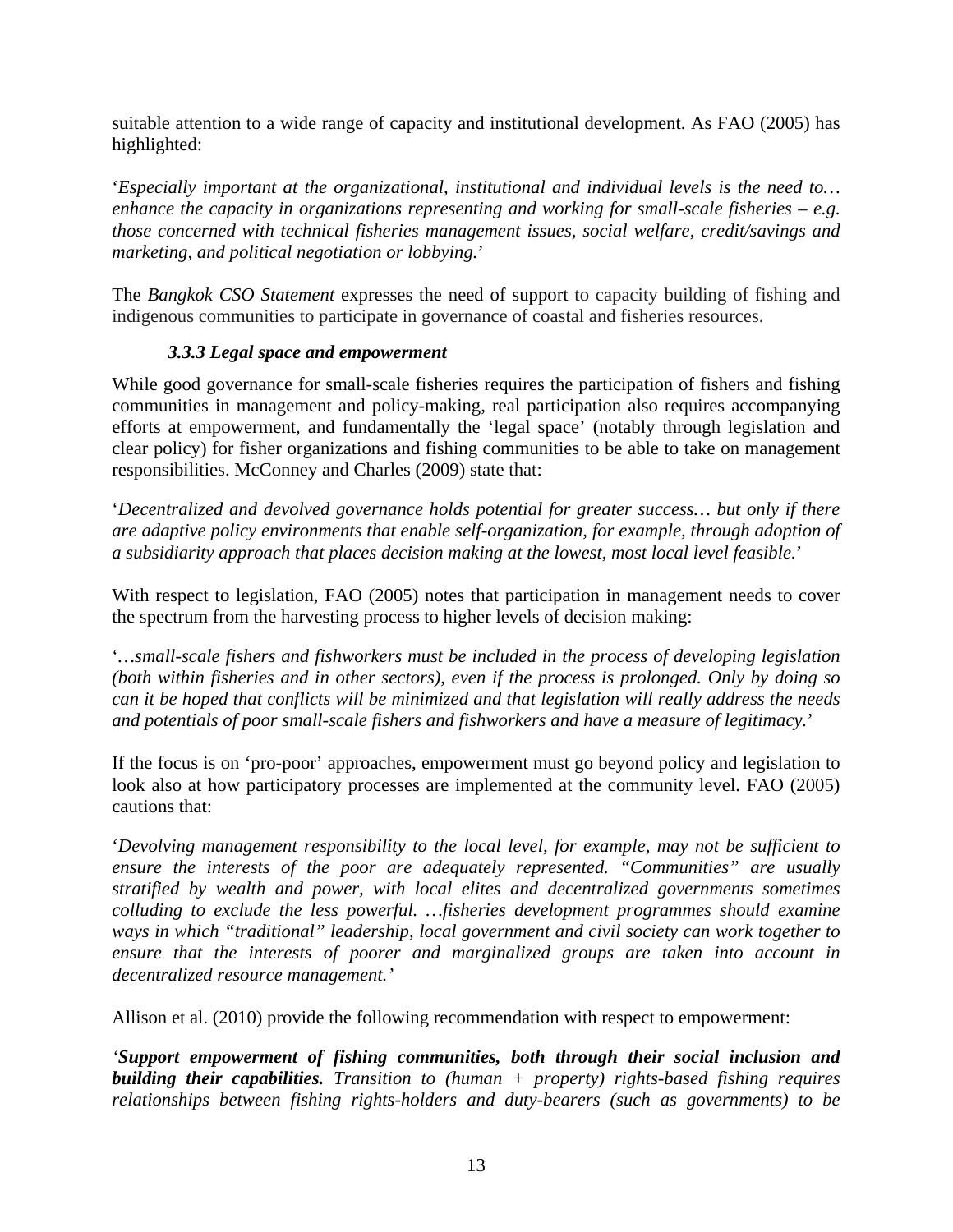suitable attention to a wide range of capacity and institutional development. As FAO (2005) has highlighted:

'*Especially important at the organizational, institutional and individual levels is the need to… enhance the capacity in organizations representing and working for small-scale fisheries – e.g. those concerned with technical fisheries management issues, social welfare, credit/savings and marketing, and political negotiation or lobbying.*'

The *Bangkok CSO Statement* expresses the need of support to capacity building of fishing and indigenous communities to participate in governance of coastal and fisheries resources.

### *3.3.3 Legal space and empowerment*

While good governance for small-scale fisheries requires the participation of fishers and fishing communities in management and policy-making, real participation also requires accompanying efforts at empowerment, and fundamentally the 'legal space' (notably through legislation and clear policy) for fisher organizations and fishing communities to be able to take on management responsibilities. McConney and Charles (2009) state that:

'*Decentralized and devolved governance holds potential for greater success… but only if there are adaptive policy environments that enable self-organization, for example, through adoption of a subsidiarity approach that places decision making at the lowest, most local level feasible.*'

With respect to legislation, FAO (2005) notes that participation in management needs to cover the spectrum from the harvesting process to higher levels of decision making:

'*…small-scale fishers and fishworkers must be included in the process of developing legislation (both within fisheries and in other sectors), even if the process is prolonged. Only by doing so can it be hoped that conflicts will be minimized and that legislation will really address the needs and potentials of poor small-scale fishers and fishworkers and have a measure of legitimacy.*'

If the focus is on 'pro-poor' approaches, empowerment must go beyond policy and legislation to look also at how participatory processes are implemented at the community level. FAO (2005) cautions that:

'*Devolving management responsibility to the local level, for example, may not be sufficient to ensure the interests of the poor are adequately represented. "Communities" are usually stratified by wealth and power, with local elites and decentralized governments sometimes colluding to exclude the less powerful. …fisheries development programmes should examine ways in which "traditional" leadership, local government and civil society can work together to ensure that the interests of poorer and marginalized groups are taken into account in decentralized resource management.*'

Allison et al. (2010) provide the following recommendation with respect to empowerment:

'***Support empowerment of fishing communities, both through their social inclusion and building their capabilities.*** *Transition to (human + property) rights-based fishing requires relationships between fishing rights-holders and duty-bearers (such as governments) to be*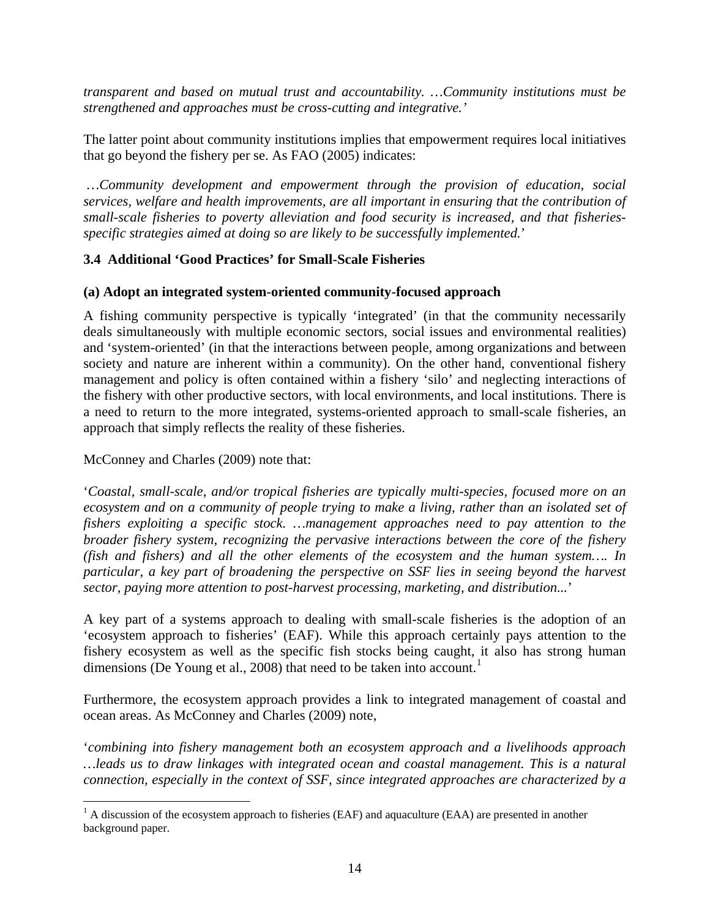*transparent and based on mutual trust and accountability. …Community institutions must be strengthened and approaches must be cross-cutting and integrative.'*

The latter point about community institutions implies that empowerment requires local initiatives that go beyond the fishery per se. As FAO (2005) indicates:

*…Community development and empowerment through the provision of education, social services, welfare and health improvements, are all important in ensuring that the contribution of small-scale fisheries to poverty alleviation and food security is increased, and that fisheries-specific strategies aimed at doing so are likely to be successfully implemented.'*

### 3.4 Additional 'Good Practices' for Small-Scale Fisheries

**(a) Adopt an integrated system-oriented community-focused approach**

A fishing community perspective is typically 'integrated' (in that the community necessarily deals simultaneously with multiple economic sectors, social issues and environmental realities) and 'system-oriented' (in that the interactions between people, among organizations and between society and nature are inherent within a community). On the other hand, conventional fishery management and policy is often contained within a fishery 'silo' and neglecting interactions of the fishery with other productive sectors, with local environments, and local institutions. There is a need to return to the more integrated, systems-oriented approach to small-scale fisheries, an approach that simply reflects the reality of these fisheries.

McConney and Charles (2009) note that:

'*Coastal, small-scale, and/or tropical fisheries are typically multi-species, focused more on an ecosystem and on a community of people trying to make a living, rather than an isolated set of fishers exploiting a specific stock. …management approaches need to pay attention to the broader fishery system, recognizing the pervasive interactions between the core of the fishery (fish and fishers) and all the other elements of the ecosystem and the human system…. In particular, a key part of broadening the perspective on SSF lies in seeing beyond the harvest sector, paying more attention to post-harvest processing, marketing, and distribution...*'

A key part of a systems approach to dealing with small-scale fisheries is the adoption of an 'ecosystem approach to fisheries' (EAF). While this approach certainly pays attention to the fishery ecosystem as well as the specific fish stocks being caught, it also has strong human dimensions (De Young et al., 2008) that need to be taken into account.[1]

Furthermore, the ecosystem approach provides a link to integrated management of coastal and ocean areas. As McConney and Charles (2009) note,

'*combining into fishery management both an ecosystem approach and a livelihoods approach …leads us to draw linkages with integrated ocean and coastal management. This is a natural connection, especially in the context of SSF, since integrated approaches are characterized by a*

---

[1] A discussion of the ecosystem approach to fisheries (EAF) and aquaculture (EAA) are presented in another background paper.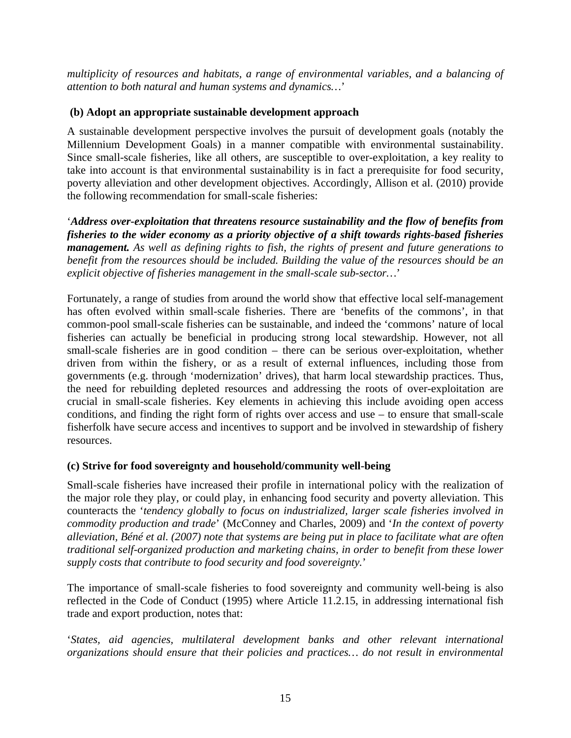*multiplicity of resources and habitats, a range of environmental variables, and a balancing of attention to both natural and human systems and dynamics…*'

**(b) Adopt an appropriate sustainable development approach**

A sustainable development perspective involves the pursuit of development goals (notably the Millennium Development Goals) in a manner compatible with environmental sustainability. Since small-scale fisheries, like all others, are susceptible to over-exploitation, a key reality to take into account is that environmental sustainability is in fact a prerequisite for food security, poverty alleviation and other development objectives. Accordingly, Allison et al. (2010) provide the following recommendation for small-scale fisheries:

'***Address over-exploitation that threatens resource sustainability and the flow of benefits from fisheries to the wider economy as a priority objective of a shift towards rights-based fisheries management.*** *As well as defining rights to fish, the rights of present and future generations to benefit from the resources should be included. Building the value of the resources should be an explicit objective of fisheries management in the small-scale sub-sector…*'

Fortunately, a range of studies from around the world show that effective local self-management has often evolved within small-scale fisheries. There are 'benefits of the commons', in that common-pool small-scale fisheries can be sustainable, and indeed the 'commons' nature of local fisheries can actually be beneficial in producing strong local stewardship. However, not all small-scale fisheries are in good condition – there can be serious over-exploitation, whether driven from within the fishery, or as a result of external influences, including those from governments (e.g. through 'modernization' drives), that harm local stewardship practices. Thus, the need for rebuilding depleted resources and addressing the roots of over-exploitation are crucial in small-scale fisheries. Key elements in achieving this include avoiding open access conditions, and finding the right form of rights over access and use – to ensure that small-scale fisherfolk have secure access and incentives to support and be involved in stewardship of fishery resources.

**(c) Strive for food sovereignty and household/community well-being**

Small-scale fisheries have increased their profile in international policy with the realization of the major role they play, or could play, in enhancing food security and poverty alleviation. This counteracts the '*tendency globally to focus on industrialized, larger scale fisheries involved in commodity production and trade*' (McConney and Charles, 2009) and '*In the context of poverty alleviation, Béné et al. (2007) note that systems are being put in place to facilitate what are often traditional self-organized production and marketing chains, in order to benefit from these lower supply costs that contribute to food security and food sovereignty.*'

The importance of small-scale fisheries to food sovereignty and community well-being is also reflected in the Code of Conduct (1995) where Article 11.2.15, in addressing international fish trade and export production, notes that:

'*States, aid agencies, multilateral development banks and other relevant international organizations should ensure that their policies and practices… do not result in environmental*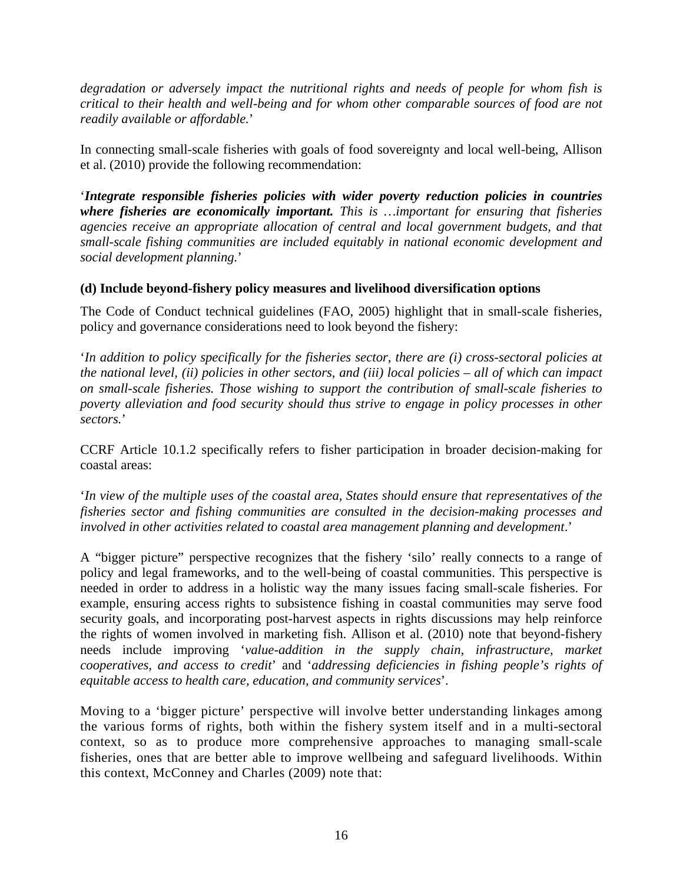*degradation or adversely impact the nutritional rights and needs of people for whom fish is critical to their health and well-being and for whom other comparable sources of food are not readily available or affordable.*'

In connecting small-scale fisheries with goals of food sovereignty and local well-being, Allison et al. (2010) provide the following recommendation:

'***Integrate responsible fisheries policies with wider poverty reduction policies in countries where fisheries are economically important.*** *This is …important for ensuring that fisheries agencies receive an appropriate allocation of central and local government budgets, and that small-scale fishing communities are included equitably in national economic development and social development planning.*'

**(d) Include beyond-fishery policy measures and livelihood diversification options**

The Code of Conduct technical guidelines (FAO, 2005) highlight that in small-scale fisheries, policy and governance considerations need to look beyond the fishery:

'*In addition to policy specifically for the fisheries sector, there are (i) cross-sectoral policies at the national level, (ii) policies in other sectors, and (iii) local policies – all of which can impact on small-scale fisheries. Those wishing to support the contribution of small-scale fisheries to poverty alleviation and food security should thus strive to engage in policy processes in other sectors.*'

CCRF Article 10.1.2 specifically refers to fisher participation in broader decision-making for coastal areas:

'*In view of the multiple uses of the coastal area, States should ensure that representatives of the fisheries sector and fishing communities are consulted in the decision-making processes and involved in other activities related to coastal area management planning and development*.'

A "bigger picture" perspective recognizes that the fishery 'silo' really connects to a range of policy and legal frameworks, and to the well-being of coastal communities. This perspective is needed in order to address in a holistic way the many issues facing small-scale fisheries. For example, ensuring access rights to subsistence fishing in coastal communities may serve food security goals, and incorporating post-harvest aspects in rights discussions may help reinforce the rights of women involved in marketing fish. Allison et al. (2010) note that beyond-fishery needs include improving '*value-addition in the supply chain, infrastructure, market cooperatives, and access to credit*' and '*addressing deficiencies in fishing people's rights of equitable access to health care, education, and community services*'.

Moving to a 'bigger picture' perspective will involve better understanding linkages among the various forms of rights, both within the fishery system itself and in a multi-sectoral context, so as to produce more comprehensive approaches to managing small-scale fisheries, ones that are better able to improve wellbeing and safeguard livelihoods. Within this context, McConney and Charles (2009) note that: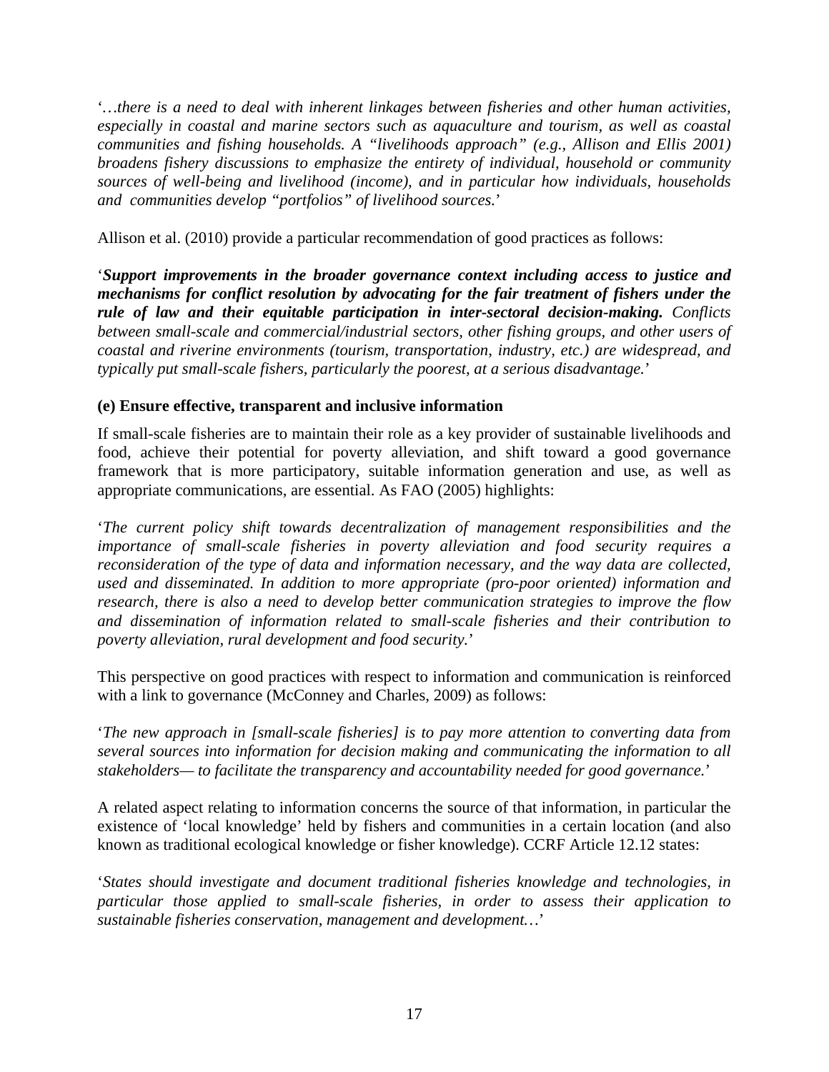'*…there is a need to deal with inherent linkages between fisheries and other human activities, especially in coastal and marine sectors such as aquaculture and tourism, as well as coastal communities and fishing households. A "livelihoods approach" (e.g., Allison and Ellis 2001) broadens fishery discussions to emphasize the entirety of individual, household or community sources of well-being and livelihood (income), and in particular how individuals, households and communities develop "portfolios" of livelihood sources.*'

Allison et al. (2010) provide a particular recommendation of good practices as follows:

'***Support improvements in the broader governance context including access to justice and mechanisms for conflict resolution by advocating for the fair treatment of fishers under the rule of law and their equitable participation in inter-sectoral decision-making.*** *Conflicts between small-scale and commercial/industrial sectors, other fishing groups, and other users of coastal and riverine environments (tourism, transportation, industry, etc.) are widespread, and typically put small-scale fishers, particularly the poorest, at a serious disadvantage.*'

**(e) Ensure effective, transparent and inclusive information**

If small-scale fisheries are to maintain their role as a key provider of sustainable livelihoods and food, achieve their potential for poverty alleviation, and shift toward a good governance framework that is more participatory, suitable information generation and use, as well as appropriate communications, are essential. As FAO (2005) highlights:

'*The current policy shift towards decentralization of management responsibilities and the importance of small-scale fisheries in poverty alleviation and food security requires a reconsideration of the type of data and information necessary, and the way data are collected, used and disseminated. In addition to more appropriate (pro-poor oriented) information and research, there is also a need to develop better communication strategies to improve the flow and dissemination of information related to small-scale fisheries and their contribution to poverty alleviation, rural development and food security.*'

This perspective on good practices with respect to information and communication is reinforced with a link to governance (McConney and Charles, 2009) as follows:

'*The new approach in [small-scale fisheries] is to pay more attention to converting data from several sources into information for decision making and communicating the information to all stakeholders— to facilitate the transparency and accountability needed for good governance.*'

A related aspect relating to information concerns the source of that information, in particular the existence of 'local knowledge' held by fishers and communities in a certain location (and also known as traditional ecological knowledge or fisher knowledge). CCRF Article 12.12 states:

'*States should investigate and document traditional fisheries knowledge and technologies, in particular those applied to small-scale fisheries, in order to assess their application to sustainable fisheries conservation, management and development…*'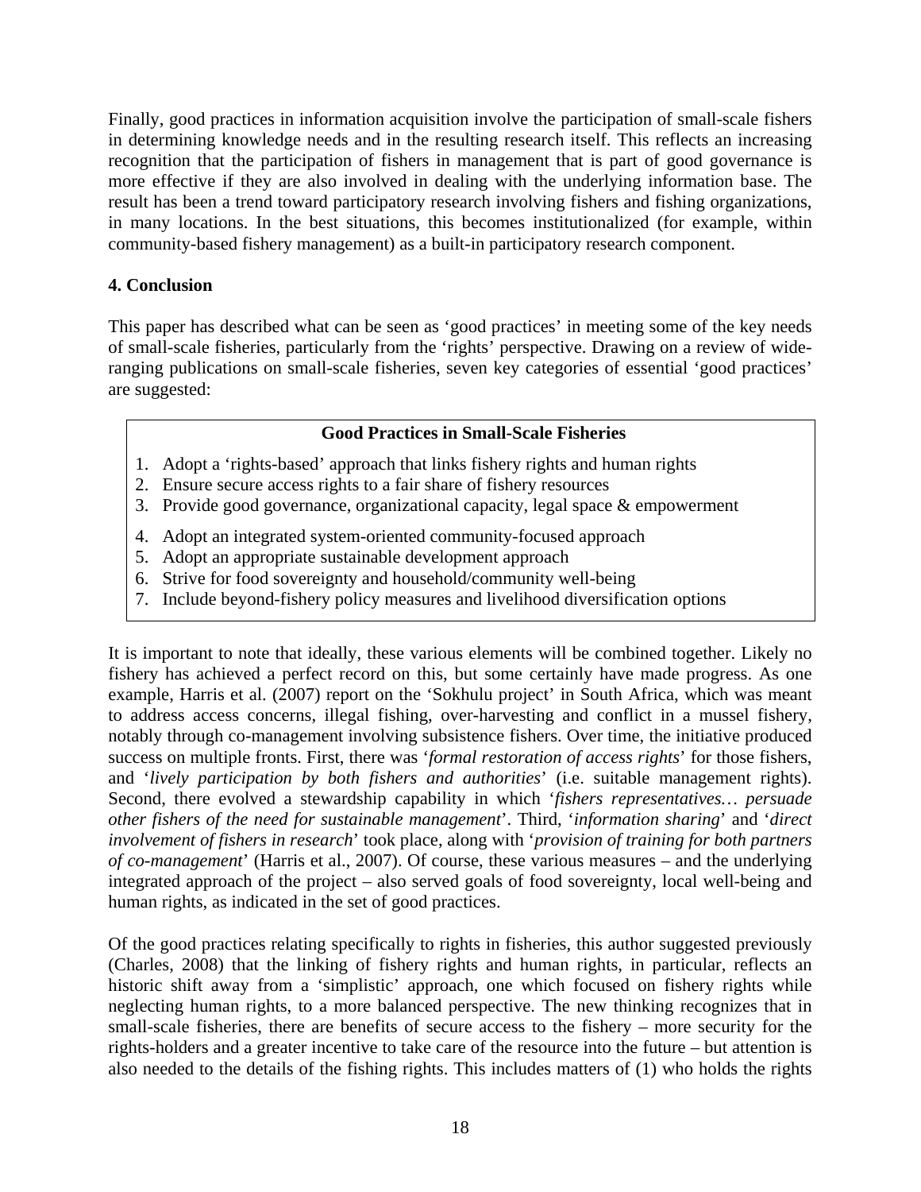Finally, good practices in information acquisition involve the participation of small-scale fishers in determining knowledge needs and in the resulting research itself. This reflects an increasing recognition that the participation of fishers in management that is part of good governance is more effective if they are also involved in dealing with the underlying information base. The result has been a trend toward participatory research involving fishers and fishing organizations, in many locations. In the best situations, this becomes institutionalized (for example, within community-based fishery management) as a built-in participatory research component.

## 4. Conclusion

This paper has described what can be seen as 'good practices' in meeting some of the key needs of small-scale fisheries, particularly from the 'rights' perspective. Drawing on a review of wide-ranging publications on small-scale fisheries, seven key categories of essential 'good practices' are suggested:

**Good Practices in Small-Scale Fisheries**

1. Adopt a 'rights-based' approach that links fishery rights and human rights
2. Ensure secure access rights to a fair share of fishery resources
3. Provide good governance, organizational capacity, legal space & empowerment
4. Adopt an integrated system-oriented community-focused approach
5. Adopt an appropriate sustainable development approach
6. Strive for food sovereignty and household/community well-being
7. Include beyond-fishery policy measures and livelihood diversification options

It is important to note that ideally, these various elements will be combined together. Likely no fishery has achieved a perfect record on this, but some certainly have made progress. As one example, Harris et al. (2007) report on the 'Sokhulu project' in South Africa, which was meant to address access concerns, illegal fishing, over-harvesting and conflict in a mussel fishery, notably through co-management involving subsistence fishers. Over time, the initiative produced success on multiple fronts. First, there was '*formal restoration of access rights*' for those fishers, and '*lively participation by both fishers and authorities*' (i.e. suitable management rights). Second, there evolved a stewardship capability in which '*fishers representatives… persuade other fishers of the need for sustainable management*'. Third, '*information sharing*' and '*direct involvement of fishers in research*' took place, along with '*provision of training for both partners of co-management*' (Harris et al., 2007). Of course, these various measures – and the underlying integrated approach of the project – also served goals of food sovereignty, local well-being and human rights, as indicated in the set of good practices.

Of the good practices relating specifically to rights in fisheries, this author suggested previously (Charles, 2008) that the linking of fishery rights and human rights, in particular, reflects an historic shift away from a 'simplistic' approach, one which focused on fishery rights while neglecting human rights, to a more balanced perspective. The new thinking recognizes that in small-scale fisheries, there are benefits of secure access to the fishery – more security for the rights-holders and a greater incentive to take care of the resource into the future – but attention is also needed to the details of the fishing rights. This includes matters of (1) who holds the rights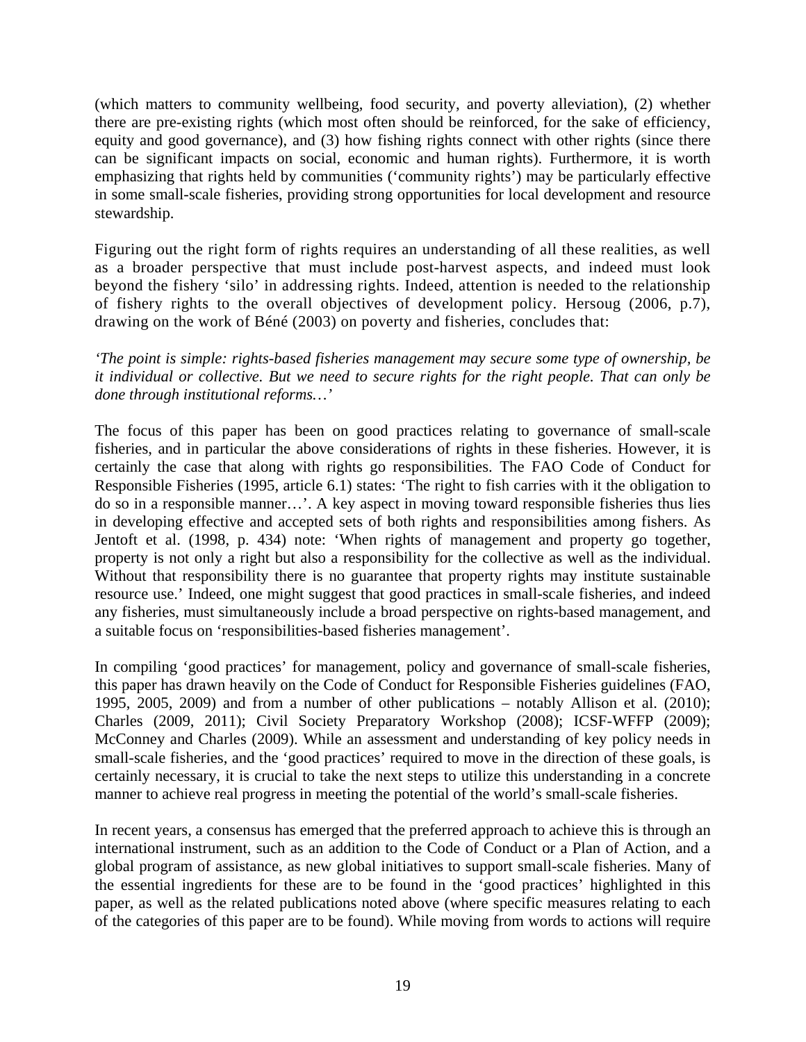(which matters to community wellbeing, food security, and poverty alleviation), (2) whether there are pre-existing rights (which most often should be reinforced, for the sake of efficiency, equity and good governance), and (3) how fishing rights connect with other rights (since there can be significant impacts on social, economic and human rights). Furthermore, it is worth emphasizing that rights held by communities ('community rights') may be particularly effective in some small-scale fisheries, providing strong opportunities for local development and resource stewardship.

Figuring out the right form of rights requires an understanding of all these realities, as well as a broader perspective that must include post-harvest aspects, and indeed must look beyond the fishery 'silo' in addressing rights. Indeed, attention is needed to the relationship of fishery rights to the overall objectives of development policy. Hersoug (2006, p.7), drawing on the work of Béné (2003) on poverty and fisheries, concludes that:

*'The point is simple: rights-based fisheries management may secure some type of ownership, be it individual or collective. But we need to secure rights for the right people. That can only be done through institutional reforms…'*

The focus of this paper has been on good practices relating to governance of small-scale fisheries, and in particular the above considerations of rights in these fisheries. However, it is certainly the case that along with rights go responsibilities. The FAO Code of Conduct for Responsible Fisheries (1995, article 6.1) states: 'The right to fish carries with it the obligation to do so in a responsible manner…'. A key aspect in moving toward responsible fisheries thus lies in developing effective and accepted sets of both rights and responsibilities among fishers. As Jentoft et al. (1998, p. 434) note: 'When rights of management and property go together, property is not only a right but also a responsibility for the collective as well as the individual. Without that responsibility there is no guarantee that property rights may institute sustainable resource use.' Indeed, one might suggest that good practices in small-scale fisheries, and indeed any fisheries, must simultaneously include a broad perspective on rights-based management, and a suitable focus on 'responsibilities-based fisheries management'.

In compiling 'good practices' for management, policy and governance of small-scale fisheries, this paper has drawn heavily on the Code of Conduct for Responsible Fisheries guidelines (FAO, 1995, 2005, 2009) and from a number of other publications – notably Allison et al. (2010); Charles (2009, 2011); Civil Society Preparatory Workshop (2008); ICSF-WFFP (2009); McConney and Charles (2009). While an assessment and understanding of key policy needs in small-scale fisheries, and the 'good practices' required to move in the direction of these goals, is certainly necessary, it is crucial to take the next steps to utilize this understanding in a concrete manner to achieve real progress in meeting the potential of the world's small-scale fisheries.

In recent years, a consensus has emerged that the preferred approach to achieve this is through an international instrument, such as an addition to the Code of Conduct or a Plan of Action, and a global program of assistance, as new global initiatives to support small-scale fisheries. Many of the essential ingredients for these are to be found in the 'good practices' highlighted in this paper, as well as the related publications noted above (where specific measures relating to each of the categories of this paper are to be found). While moving from words to actions will require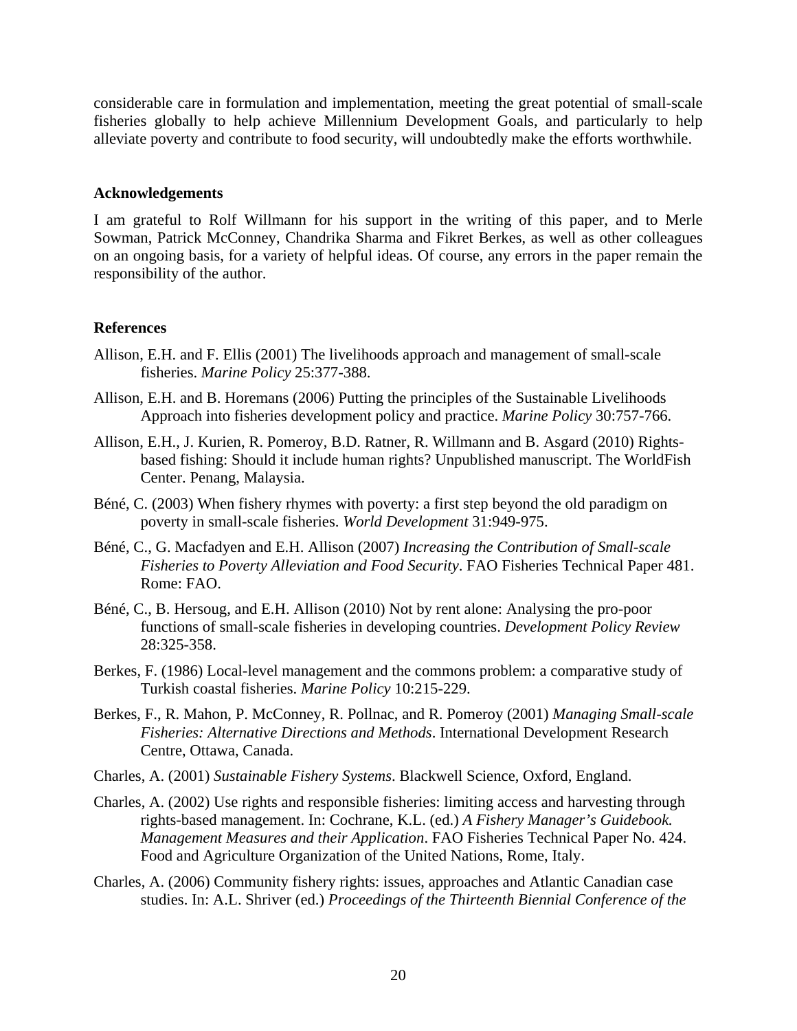considerable care in formulation and implementation, meeting the great potential of small-scale fisheries globally to help achieve Millennium Development Goals, and particularly to help alleviate poverty and contribute to food security, will undoubtedly make the efforts worthwhile.

## Acknowledgements

I am grateful to Rolf Willmann for his support in the writing of this paper, and to Merle Sowman, Patrick McConney, Chandrika Sharma and Fikret Berkes, as well as other colleagues on an ongoing basis, for a variety of helpful ideas. Of course, any errors in the paper remain the responsibility of the author.

## References

Allison, E.H. and F. Ellis (2001) The livelihoods approach and management of small-scale fisheries. *Marine Policy* 25:377-388.

Allison, E.H. and B. Horemans (2006) Putting the principles of the Sustainable Livelihoods Approach into fisheries development policy and practice. *Marine Policy* 30:757-766.

Allison, E.H., J. Kurien, R. Pomeroy, B.D. Ratner, R. Willmann and B. Asgard (2010) Rights-based fishing: Should it include human rights? Unpublished manuscript. The WorldFish Center. Penang, Malaysia.

Béné, C. (2003) When fishery rhymes with poverty: a first step beyond the old paradigm on poverty in small-scale fisheries. *World Development* 31:949-975.

Béné, C., G. Macfadyen and E.H. Allison (2007) *Increasing the Contribution of Small-scale Fisheries to Poverty Alleviation and Food Security*. FAO Fisheries Technical Paper 481. Rome: FAO.

Béné, C., B. Hersoug, and E.H. Allison (2010) Not by rent alone: Analysing the pro-poor functions of small-scale fisheries in developing countries. *Development Policy Review* 28:325-358.

Berkes, F. (1986) Local-level management and the commons problem: a comparative study of Turkish coastal fisheries. *Marine Policy* 10:215-229.

Berkes, F., R. Mahon, P. McConney, R. Pollnac, and R. Pomeroy (2001) *Managing Small-scale Fisheries: Alternative Directions and Methods*. International Development Research Centre, Ottawa, Canada.

Charles, A. (2001) *Sustainable Fishery Systems*. Blackwell Science, Oxford, England.

Charles, A. (2002) Use rights and responsible fisheries: limiting access and harvesting through rights-based management. In: Cochrane, K.L. (ed.) *A Fishery Manager's Guidebook. Management Measures and their Application*. FAO Fisheries Technical Paper No. 424. Food and Agriculture Organization of the United Nations, Rome, Italy.

Charles, A. (2006) Community fishery rights: issues, approaches and Atlantic Canadian case studies. In: A.L. Shriver (ed.) *Proceedings of the Thirteenth Biennial Conference of the*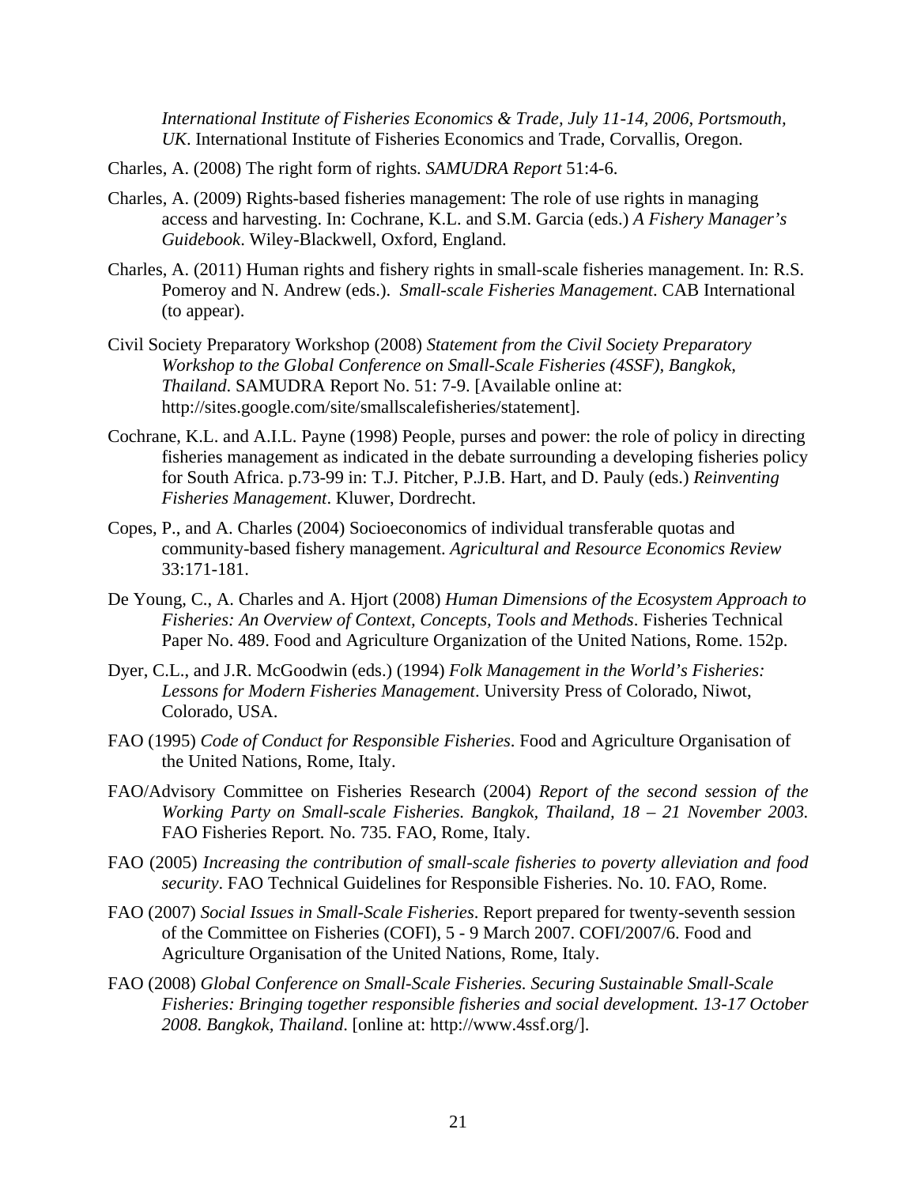*International Institute of Fisheries Economics & Trade, July 11-14, 2006, Portsmouth, UK*. International Institute of Fisheries Economics and Trade, Corvallis, Oregon.

Charles, A. (2008) The right form of rights. *SAMUDRA Report* 51:4-6.

Charles, A. (2009) Rights-based fisheries management: The role of use rights in managing access and harvesting. In: Cochrane, K.L. and S.M. Garcia (eds.) *A Fishery Manager's Guidebook*. Wiley-Blackwell, Oxford, England.

Charles, A. (2011) Human rights and fishery rights in small-scale fisheries management. In: R.S. Pomeroy and N. Andrew (eds.). *Small-scale Fisheries Management*. CAB International (to appear).

Civil Society Preparatory Workshop (2008) *Statement from the Civil Society Preparatory Workshop to the Global Conference on Small-Scale Fisheries (4SSF), Bangkok, Thailand*. SAMUDRA Report No. 51: 7-9. [Available online at: http://sites.google.com/site/smallscalefisheries/statement].

Cochrane, K.L. and A.I.L. Payne (1998) People, purses and power: the role of policy in directing fisheries management as indicated in the debate surrounding a developing fisheries policy for South Africa. p.73-99 in: T.J. Pitcher, P.J.B. Hart, and D. Pauly (eds.) *Reinventing Fisheries Management*. Kluwer, Dordrecht.

Copes, P., and A. Charles (2004) Socioeconomics of individual transferable quotas and community-based fishery management. *Agricultural and Resource Economics Review* 33:171-181.

De Young, C., A. Charles and A. Hjort (2008) *Human Dimensions of the Ecosystem Approach to Fisheries: An Overview of Context, Concepts, Tools and Methods*. Fisheries Technical Paper No. 489. Food and Agriculture Organization of the United Nations, Rome. 152p.

Dyer, C.L., and J.R. McGoodwin (eds.) (1994) *Folk Management in the World's Fisheries: Lessons for Modern Fisheries Management*. University Press of Colorado, Niwot, Colorado, USA.

FAO (1995) *Code of Conduct for Responsible Fisheries*. Food and Agriculture Organisation of the United Nations, Rome, Italy.

FAO/Advisory Committee on Fisheries Research (2004) *Report of the second session of the Working Party on Small-scale Fisheries. Bangkok, Thailand, 18 – 21 November 2003.* FAO Fisheries Report*.* No. 735. FAO, Rome, Italy.

FAO (2005) *Increasing the contribution of small-scale fisheries to poverty alleviation and food security*. FAO Technical Guidelines for Responsible Fisheries. No. 10. FAO, Rome.

FAO (2007) *Social Issues in Small-Scale Fisheries*. Report prepared for twenty-seventh session of the Committee on Fisheries (COFI), 5 - 9 March 2007. COFI/2007/6. Food and Agriculture Organisation of the United Nations, Rome, Italy.

FAO (2008) *Global Conference on Small-Scale Fisheries. Securing Sustainable Small-Scale Fisheries: Bringing together responsible fisheries and social development. 13-17 October 2008. Bangkok, Thailand*. [online at: http://www.4ssf.org/].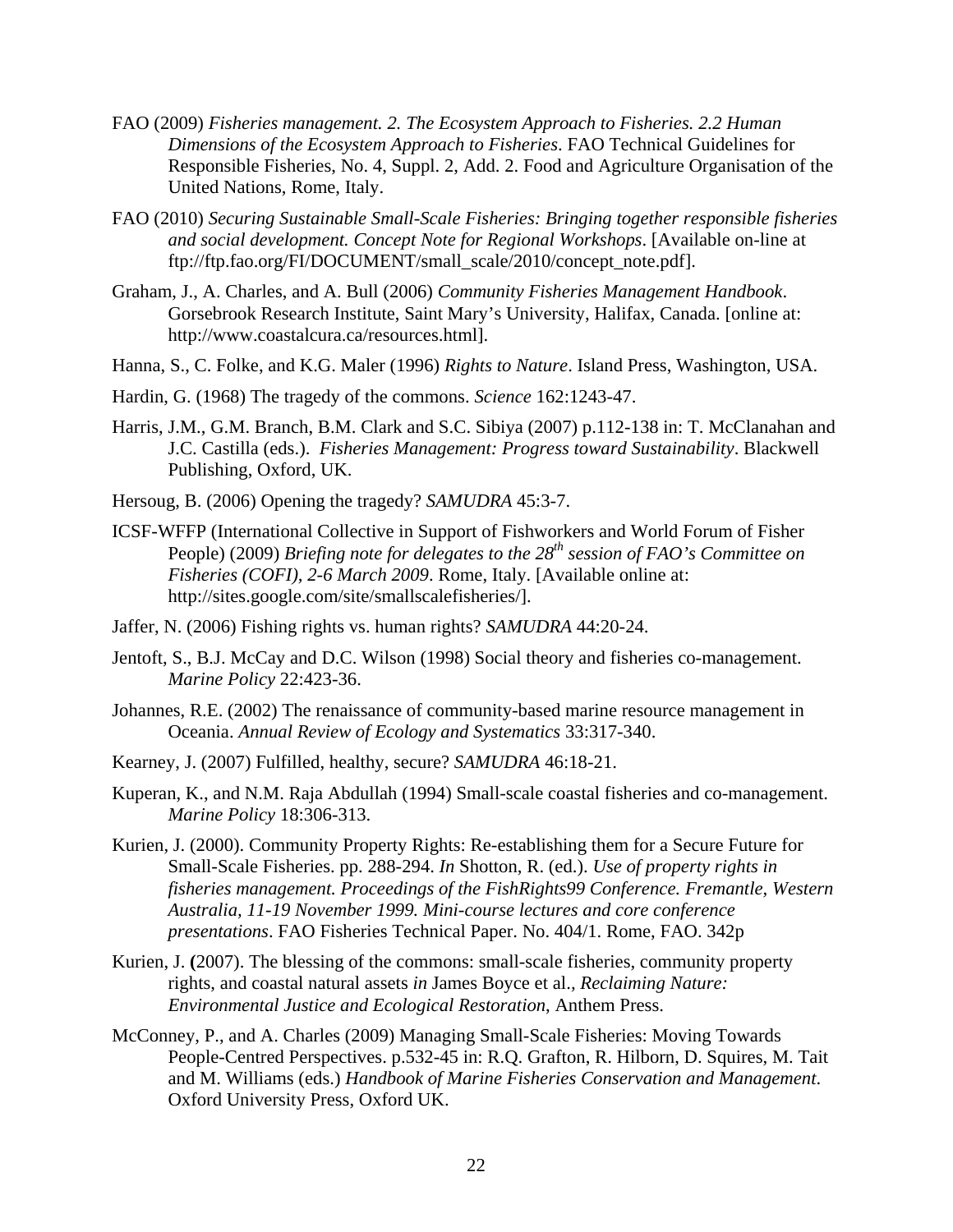FAO (2009) *Fisheries management. 2. The Ecosystem Approach to Fisheries. 2.2 Human Dimensions of the Ecosystem Approach to Fisheries*. FAO Technical Guidelines for Responsible Fisheries, No. 4, Suppl. 2, Add. 2. Food and Agriculture Organisation of the United Nations, Rome, Italy.

FAO (2010) *Securing Sustainable Small-Scale Fisheries: Bringing together responsible fisheries and social development. Concept Note for Regional Workshops*. [Available on-line at ftp://ftp.fao.org/FI/DOCUMENT/small_scale/2010/concept_note.pdf].

Graham, J., A. Charles, and A. Bull (2006) *Community Fisheries Management Handbook*. Gorsebrook Research Institute, Saint Mary's University, Halifax, Canada. [online at: http://www.coastalcura.ca/resources.html].

Hanna, S., C. Folke, and K.G. Maler (1996) *Rights to Nature*. Island Press, Washington, USA.

Hardin, G. (1968) The tragedy of the commons. *Science* 162:1243-47.

Harris, J.M., G.M. Branch, B.M. Clark and S.C. Sibiya (2007) p.112-138 in: T. McClanahan and J.C. Castilla (eds.). *Fisheries Management: Progress toward Sustainability*. Blackwell Publishing, Oxford, UK.

Hersoug, B. (2006) Opening the tragedy? *SAMUDRA* 45:3-7.

ICSF-WFFP (International Collective in Support of Fishworkers and World Forum of Fisher People) (2009) *Briefing note for delegates to the 28th session of FAO's Committee on Fisheries (COFI), 2-6 March 2009*. Rome, Italy. [Available online at: http://sites.google.com/site/smallscalefisheries/].

Jaffer, N. (2006) Fishing rights vs. human rights? *SAMUDRA* 44:20-24.

Jentoft, S., B.J. McCay and D.C. Wilson (1998) Social theory and fisheries co-management. *Marine Policy* 22:423-36.

Johannes, R.E. (2002) The renaissance of community-based marine resource management in Oceania. *Annual Review of Ecology and Systematics* 33:317-340.

Kearney, J. (2007) Fulfilled, healthy, secure? *SAMUDRA* 46:18-21.

Kuperan, K., and N.M. Raja Abdullah (1994) Small-scale coastal fisheries and co-management. *Marine Policy* 18:306-313.

Kurien, J. (2000). Community Property Rights: Re-establishing them for a Secure Future for Small-Scale Fisheries. pp. 288-294. *In* Shotton, R. (ed.). *Use of property rights in fisheries management. Proceedings of the FishRights99 Conference. Fremantle, Western Australia, 11-19 November 1999. Mini-course lectures and core conference presentations*. FAO Fisheries Technical Paper. No. 404/1. Rome, FAO. 342p

Kurien, J. (2007). The blessing of the commons: small-scale fisheries, community property rights, and coastal natural assets *in* James Boyce et al., *Reclaiming Nature: Environmental Justice and Ecological Restoration*, Anthem Press.

McConney, P., and A. Charles (2009) Managing Small-Scale Fisheries: Moving Towards People-Centred Perspectives. p.532-45 in: R.Q. Grafton, R. Hilborn, D. Squires, M. Tait and M. Williams (eds.) *Handbook of Marine Fisheries Conservation and Management*. Oxford University Press, Oxford UK.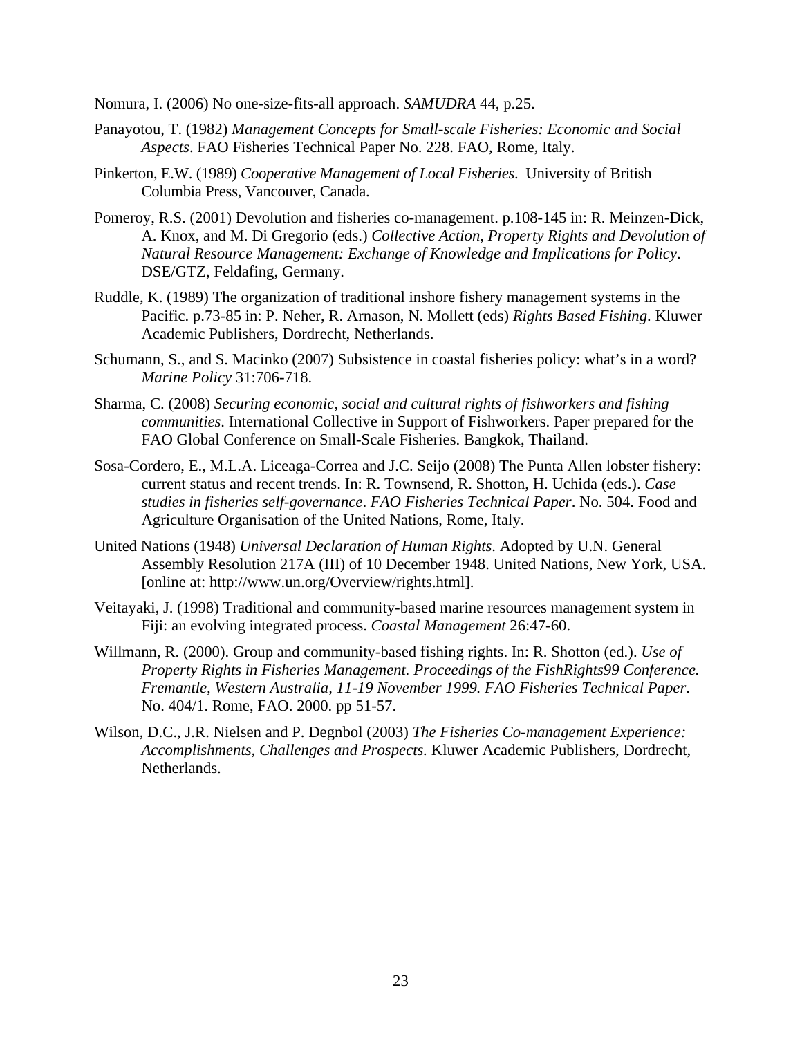Nomura, I. (2006) No one-size-fits-all approach. *SAMUDRA* 44, p.25.

Panayotou, T. (1982) *Management Concepts for Small-scale Fisheries: Economic and Social Aspects*. FAO Fisheries Technical Paper No. 228. FAO, Rome, Italy.

Pinkerton, E.W. (1989) *Cooperative Management of Local Fisheries.* University of British Columbia Press, Vancouver, Canada.

Pomeroy, R.S. (2001) Devolution and fisheries co-management. p.108-145 in: R. Meinzen-Dick, A. Knox, and M. Di Gregorio (eds.) *Collective Action, Property Rights and Devolution of Natural Resource Management: Exchange of Knowledge and Implications for Policy*. DSE/GTZ, Feldafing, Germany.

Ruddle, K. (1989) The organization of traditional inshore fishery management systems in the Pacific. p.73-85 in: P. Neher, R. Arnason, N. Mollett (eds) *Rights Based Fishing*. Kluwer Academic Publishers, Dordrecht, Netherlands.

Schumann, S., and S. Macinko (2007) Subsistence in coastal fisheries policy: what's in a word? *Marine Policy* 31:706-718.

Sharma, C. (2008) *Securing economic, social and cultural rights of fishworkers and fishing communities*. International Collective in Support of Fishworkers. Paper prepared for the FAO Global Conference on Small-Scale Fisheries. Bangkok, Thailand.

Sosa-Cordero, E., M.L.A. Liceaga-Correa and J.C. Seijo (2008) The Punta Allen lobster fishery: current status and recent trends. In: R. Townsend, R. Shotton, H. Uchida (eds.). *Case studies in fisheries self-governance*. *FAO Fisheries Technical Paper*. No. 504. Food and Agriculture Organisation of the United Nations, Rome, Italy.

United Nations (1948) *Universal Declaration of Human Rights*. Adopted by U.N. General Assembly Resolution 217A (III) of 10 December 1948. United Nations, New York, USA. [online at: http://www.un.org/Overview/rights.html].

Veitayaki, J. (1998) Traditional and community-based marine resources management system in Fiji: an evolving integrated process. *Coastal Management* 26:47-60.

Willmann, R. (2000). Group and community-based fishing rights. In: R. Shotton (ed.). *Use of Property Rights in Fisheries Management. Proceedings of the FishRights99 Conference. Fremantle, Western Australia, 11-19 November 1999. FAO Fisheries Technical Paper*. No. 404/1. Rome, FAO. 2000. pp 51-57.

Wilson, D.C., J.R. Nielsen and P. Degnbol (2003) *The Fisheries Co-management Experience: Accomplishments, Challenges and Prospects.* Kluwer Academic Publishers, Dordrecht, Netherlands.